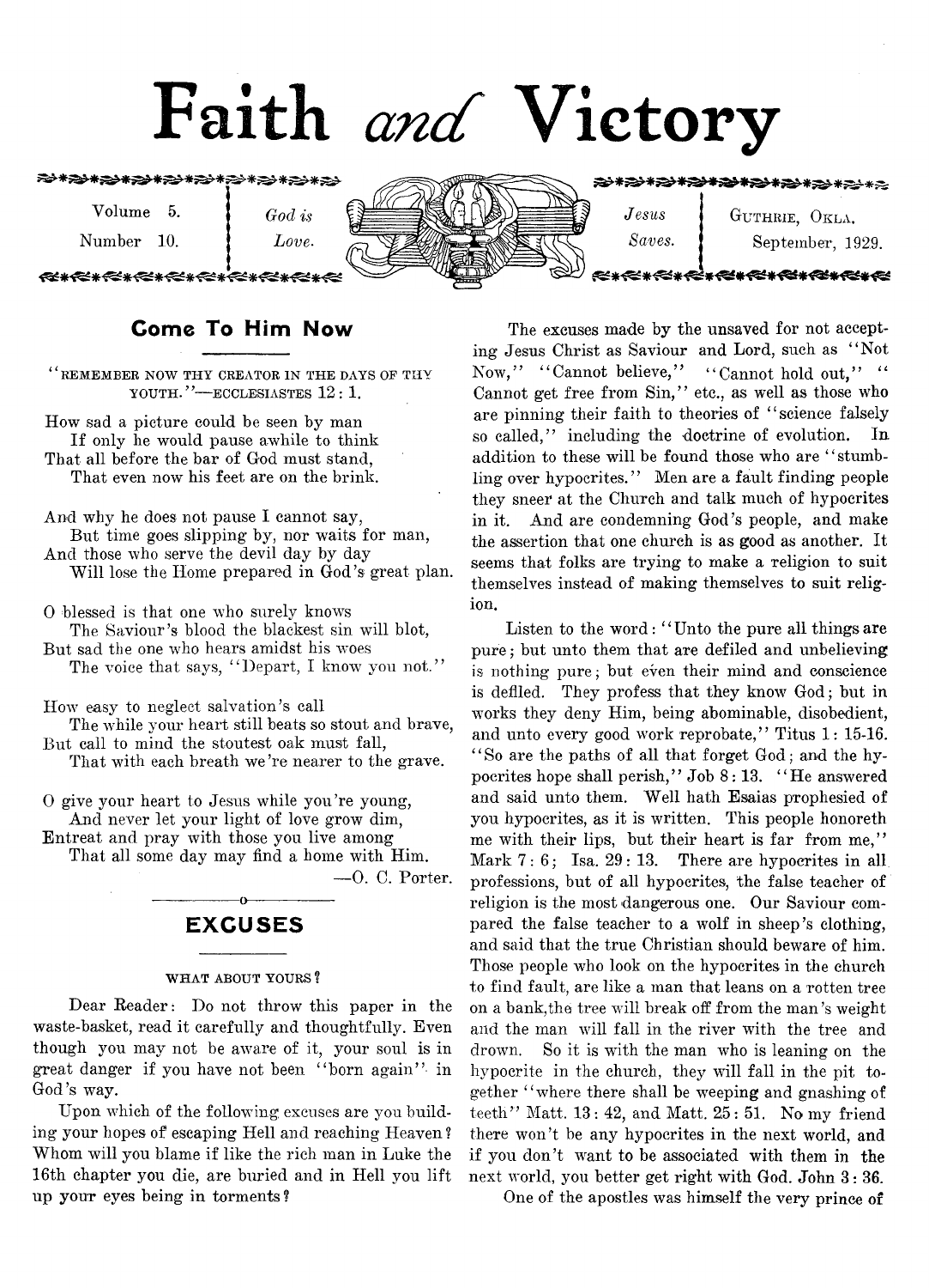# Faith *and* Victory

Volume 5. Number 10.

*God is Love.*

*Jesus Saves.*

GUTHRIE, OKLA. September, 1929.

## Come To Him Now

"REMEMBER NOW THY CREATOR IN THE DAYS OF THY YOUTH."—ECCLESIASTES 12 : 1.

How sad a picture could be seen by man
 If only he would pause awhile to think
That all before the bar of God must stand,
 That even now his feet are on the brink.

And why he does not pause I cannot say,
 But time goes slipping by, nor waits for man,
And those who serve the devil day by day
 Will lose the Home prepared in God's great plan.

O blessed is that one who surely knows
 The Saviour's blood the blackest sin will blot,
But sad the one who hears amidst his woes
 The voice that says, "Depart, I know you not."

How easy to neglect salvation's call
 The while your heart still beats so stout and brave,
But call to mind the stoutest oak must fall,
 That with each breath we're nearer to the grave.

O give your heart to Jesus while you're young,
 And never let your light of love grow dim,
Entreat and pray with those you live among
 That all some day may find a home with Him.

—O. C. Porter.

## EXCUSES

WHAT ABOUT YOURS?

Dear Reader: Do not throw this paper in the waste-basket, read it carefully and thoughtfully. Even though you may not be aware of it, your soul is in great danger if you have not been "born again" in God's way.

Upon which of the following excuses are you building your hopes of escaping Hell and reaching Heaven? Whom will you blame if like the rich man in Luke the 16th chapter you die, are buried and in Hell you lift up your eyes being in torments?

The excuses made by the unsaved for not accepting Jesus Christ as Saviour and Lord, such as "Not Now," "Cannot believe," "Cannot hold out," "Cannot get free from Sin," etc., as well as those who are pinning their faith to theories of "science falsely so called," including the doctrine of evolution. In addition to these will be found those who are "stumbling over hypocrites." Men are a fault finding people they sneer at the Church and talk much of hypocrites in it. And are condemning God's people, and make the assertion that one church is as good as another. It seems that folks are trying to make a religion to suit themselves instead of making themselves to suit religion.

Listen to the word: "Unto the pure all things are pure; but unto them that are defiled and unbelieving is nothing pure; but even their mind and conscience is defiled. They profess that they know God; but in works they deny Him, being abominable, disobedient, and unto every good work reprobate," Titus 1: 15-16. "So are the paths of all that forget God; and the hypocrites hope shall perish," Job 8: 13. "He answered and said unto them. Well hath Esaias prophesied of you hypocrites, as it is written. This people honoreth me with their lips, but their heart is far from me," Mark 7: 6; Isa. 29: 13. There are hypocrites in all professions, but of all hypocrites, the false teacher of religion is the most dangerous one. Our Saviour compared the false teacher to a wolf in sheep's clothing, and said that the true Christian should beware of him. Those people who look on the hypocrites in the church to find fault, are like a man that leans on a rotten tree on a bank,the tree will break off from the man's weight and the man will fall in the river with the tree and drown. So it is with the man who is leaning on the hypocrite in the church, they will fall in the pit together "where there shall be weeping and gnashing of teeth" Matt. 13: 42, and Matt. 25: 51. No my friend there won't be any hypocrites in the next world, and if you don't want to be associated with them in the next world, you better get right with God. John 3: 36.

One of the apostles was himself the very prince of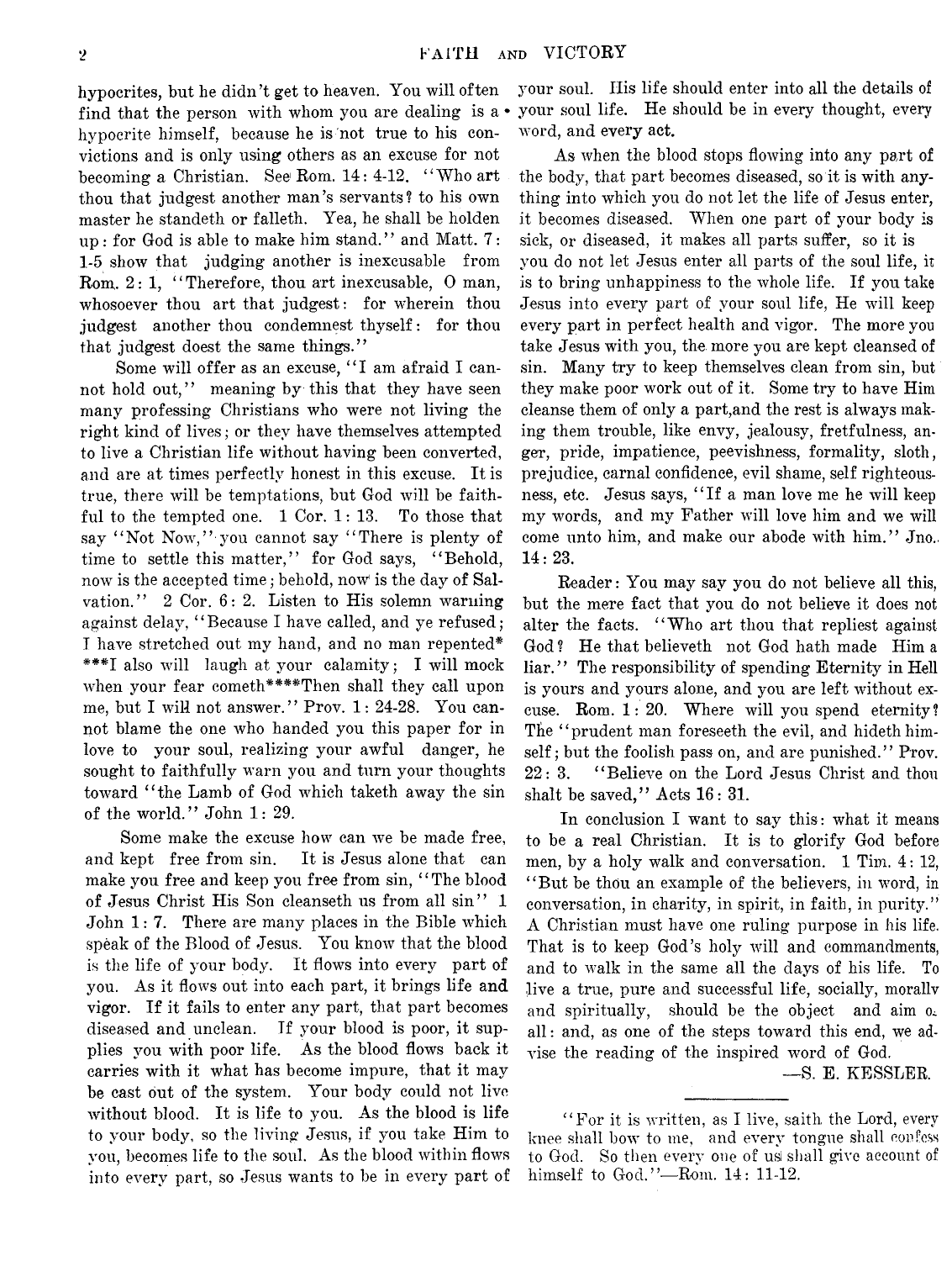hypocrites, but he didn't get to heaven. You will often find that the person with whom you are dealing is a hypocrite himself, because he is not true to his convictions and is only using others as an excuse for not becoming a Christian. See Rom. 14: 4-12. "Who art thou that judgest another man's servants? to his own master he standeth or falleth. Yea, he shall be holden up: for God is able to make him stand." and Matt. 7: 1-5 show that judging another is inexcusable from Rom. 2: 1, "Therefore, thou art inexcusable, O man, whosoever thou art that judgest: for wherein thou judgest another thou condemnest thyself: for thou that judgest doest the same things."

Some will offer as an excuse, "I am afraid I cannot hold out," meaning by this that they have seen many professing Christians who were not living the right kind of lives; or they have themselves attempted to live a Christian life without having been converted, and are at times perfectly honest in this excuse. It is true, there will be temptations, but God will be faithful to the tempted one. 1 Cor. 1: 13. To those that say "Not Now," you cannot say "There is plenty of time to settle this matter," for God says, "Behold, now is the accepted time; behold, now is the day of Salvation." 2 Cor. 6: 2. Listen to His solemn warning against delay, "Because I have called, and ye refused; I have stretched out my hand, and no man repented\* \*\*\*I also will laugh at your calamity; I will mock when your fear cometh\*\*\*\*Then shall they call upon me, but I will not answer." Prov. 1: 24-28. You cannot blame the one who handed you this paper for in love to your soul, realizing your awful danger, he sought to faithfully warn you and turn your thoughts toward "the Lamb of God which taketh away the sin of the world." John 1: 29.

Some make the excuse how can we be made free, and kept free from sin. It is Jesus alone that can make you free and keep you free from sin, "The blood of Jesus Christ His Son cleanseth us from all sin" 1 John 1: 7. There are many places in the Bible which speak of the Blood of Jesus. You know that the blood is the life of your body. It flows into every part of you. As it flows out into each part, it brings life and vigor. If it fails to enter any part, that part becomes diseased and unclean. If your blood is poor, it supplies you with poor life. As the blood flows back it carries with it what has become impure, that it may be cast out of the system. Your body could not live without blood. It is life to you. As the blood is life to your body, so the living Jesus, if you take Him to you, becomes life to the soul. As the blood within flows into every part, so Jesus wants to be in every part of your soul. His life should enter into all the details of your soul life. He should be in every thought, every word, and every act.

As when the blood stops flowing into any part of the body, that part becomes diseased, so it is with anything into which you do not let the life of Jesus enter, it becomes diseased. When one part of your body is sick, or diseased, it makes all parts suffer, so it is you do not let Jesus enter all parts of the soul life, it is to bring unhappiness to the whole life. If you take Jesus into every part of your soul life, He will keep every part in perfect health and vigor. The more you take Jesus with you, the more you are kept cleansed of sin. Many try to keep themselves clean from sin, but they make poor work out of it. Some try to have Him cleanse them of only a part, and the rest is always making them trouble, like envy, jealousy, fretfulness, anger, pride, impatience, peevishness, formality, sloth, prejudice, carnal confidence, evil shame, self righteousness, etc. Jesus says, "If a man love me he will keep my words, and my Father will love him and we will come unto him, and make our abode with him." Jno. 14: 23.

Reader: You may say you do not believe all this, but the mere fact that you do not believe it does not alter the facts. "Who art thou that repliest against God? He that believeth not God hath made Him a liar." The responsibility of spending Eternity in Hell is yours and yours alone, and you are left without excuse. Rom. 1: 20. Where will you spend eternity? The "prudent man foreseeth the evil, and hideth himself; but the foolish pass on, and are punished." Prov. 22: 3. "Believe on the Lord Jesus Christ and thou shalt be saved," Acts 16: 31.

In conclusion I want to say this: what it means to be a real Christian. It is to glorify God before men, by a holy walk and conversation. 1 Tim. 4: 12, "But be thou an example of the believers, in word, in conversation, in charity, in spirit, in faith, in purity." A Christian must have one ruling purpose in his life. That is to keep God's holy will and commandments, and to walk in the same all the days of his life. To live a true, pure and successful life, socially, morally and spiritually, should be the object and aim of all: and, as one of the steps toward this end, we advise the reading of the inspired word of God.

—S. E. KESSLER.

---

"For it is written, as I live, saith the Lord, every knee shall bow to me, and every tongue shall confess to God. So then every one of us shall give account of himself to God."—Rom. 14: 11-12.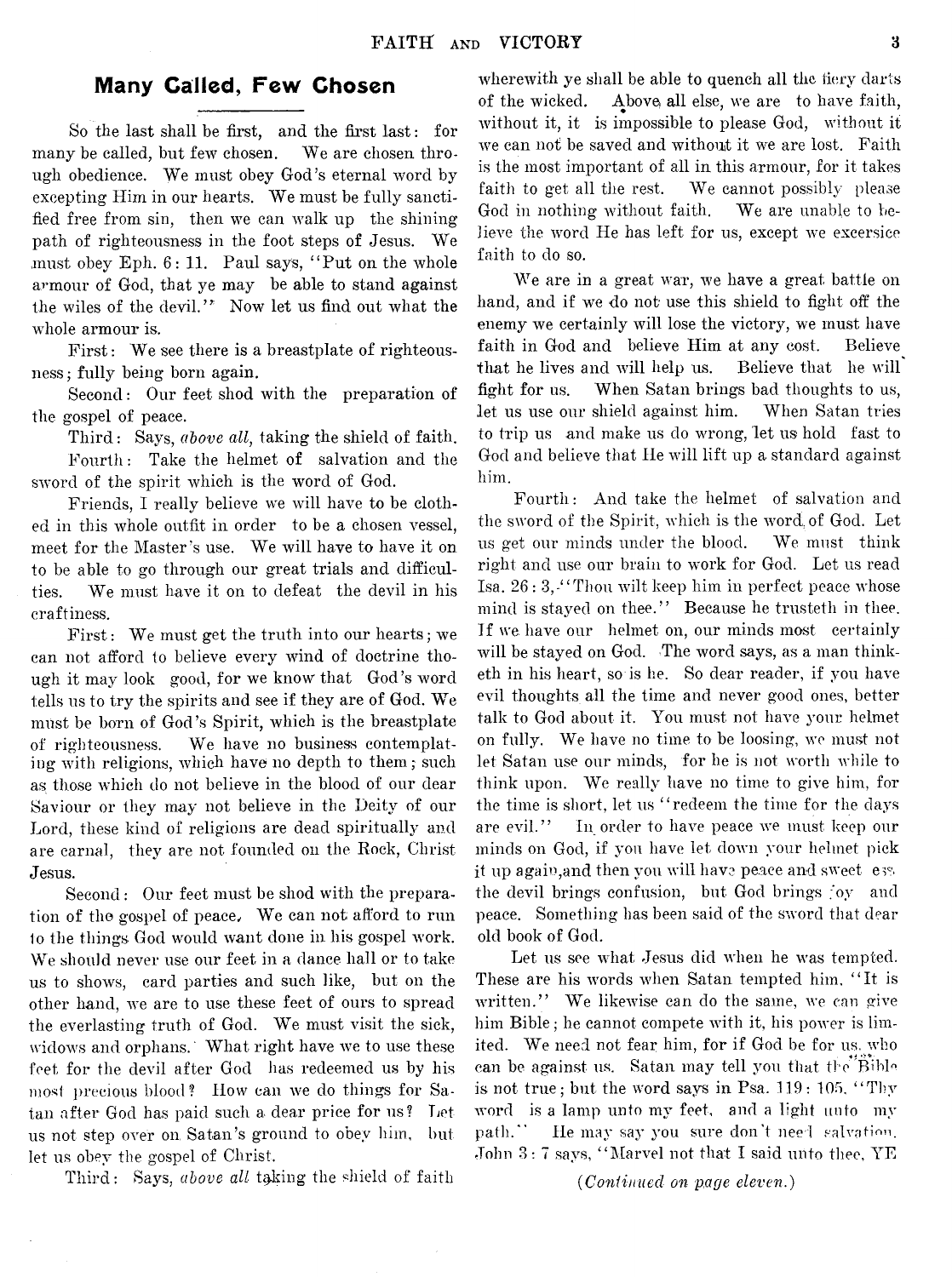## Many Called, Few Chosen

So the last shall be first, and the first last: for many be called, but few chosen. We are chosen through obedience. We must obey God's eternal word by excepting Him in our hearts. We must be fully sanctified free from sin, then we can walk up the shining path of righteousness in the foot steps of Jesus. We must obey Eph. 6: 11. Paul says, "Put on the whole armour of God, that ye may be able to stand against the wiles of the devil." Now let us find out what the whole armour is.

First: We see there is a breastplate of righteousness; fully being born again.

Second: Our feet shod with the preparation of the gospel of peace.

Third: Says, *above all,* taking the shield of faith.

Fourth: Take the helmet of salvation and the sword of the spirit which is the word of God.

Friends, I really believe we will have to be clothed in this whole outfit in order to be a chosen vessel, meet for the Master's use. We will have to have it on to be able to go through our great trials and difficulties. We must have it on to defeat the devil in his craftiness.

First: We must get the truth into our hearts; we can not afford to believe every wind of doctrine though it may look good, for we know that God's word tells us to try the spirits and see if they are of God. We must be born of God's Spirit, which is the breastplate of righteousness. We have no business contemplating with religions, which have no depth to them; such as those which do not believe in the blood of our dear Saviour or they may not believe in the Deity of our Lord, these kind of religions are dead spiritually and are carnal, they are not founded on the Rock, Christ Jesus.

Second: Our feet must be shod with the preparation of the gospel of peace. We can not afford to run to the things God would want done in his gospel work. We should never use our feet in a dance hall or to take us to shows, card parties and such like, but on the other hand, we are to use these feet of ours to spread the everlasting truth of God. We must visit the sick, widows and orphans. What right have we to use these feet for the devil after God has redeemed us by his most precious blood? How can we do things for Satan after God has paid such a dear price for us? Let us not step over on Satan's ground to obey him, but let us obey the gospel of Christ.

Third: Says, *above all* taking the shield of faith wherewith ye shall be able to quench all the fiery darts of the wicked. Above all else, we are to have faith, without it, it is impossible to please God, without it we can not be saved and without it we are lost. Faith is the most important of all in this armour, for it takes faith to get all the rest. We cannot possibly please God in nothing without faith. We are unable to believe the word He has left for us, except we excersice faith to do so.

We are in a great war, we have a great battle on hand, and if we do not use this shield to fight off the enemy we certainly will lose the victory, we must have faith in God and believe Him at any cost. Believe that he lives and will help us. Believe that he will fight for us. When Satan brings bad thoughts to us, let us use our shield against him. When Satan tries to trip us and make us do wrong, let us hold fast to God and believe that He will lift up a standard against him.

Fourth: And take the helmet of salvation and the sword of the Spirit, which is the word of God. Let us get our minds under the blood. We must think right and use our brain to work for God. Let us read Isa. 26: 3, "Thou wilt keep him in perfect peace whose mind is stayed on thee." Because he trusteth in thee. If we have our helmet on, our minds most certainly will be stayed on God. The word says, as a man thinketh in his heart, so is he. So dear reader, if you have evil thoughts all the time and never good ones, better talk to God about it. You must not have your helmet on fully. We have no time to be loosing, we must not let Satan use our minds, for he is not worth while to think upon. We really have no time to give him, for the time is short, let us "redeem the time for the days are evil." In order to have peace we must keep our minds on God, if you have let down your helmet pick it up again, and then you will have peace and sweet ess the devil brings confusion, but God brings joy and peace. Something has been said of the sword that dear old book of God.

Let us see what Jesus did when he was tempted. These are his words when Satan tempted him, "It is written." We likewise can do the same, we can give him Bible; he cannot compete with it, his power is limited. We need not fear him, for if God be for us, who can be against us. Satan may tell you that the Bible is not true; but the word says in Psa. 119: 105, "Thy word is a lamp unto my feet, and a light unto my path." He may say you sure don't need salvation. John 3: 7 says, "Marvel not that I said unto thee, YE

*(Continued on page eleven.)*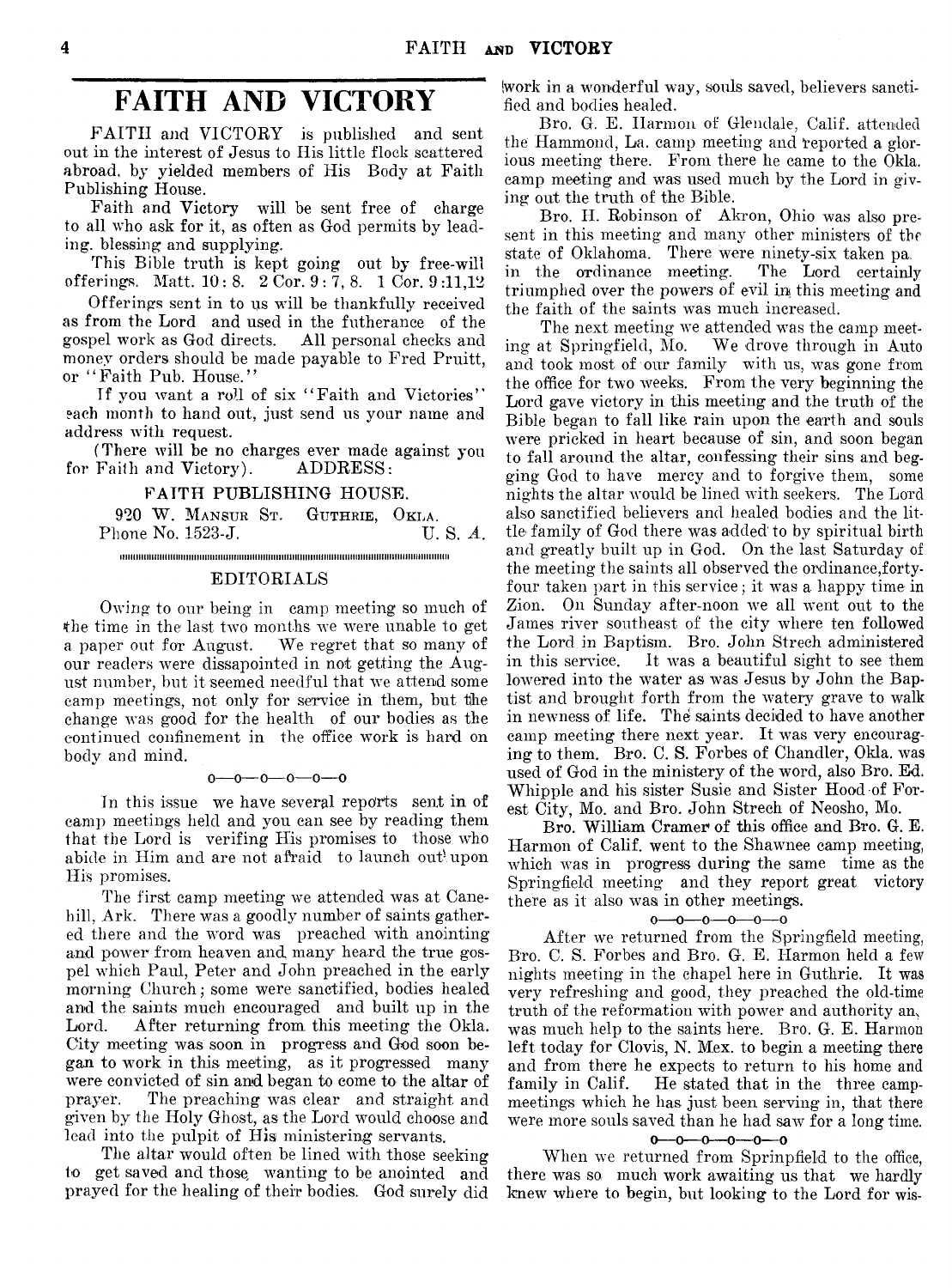# FAITH AND VICTORY

FAITH and VICTORY is published and sent out in the interest of Jesus to His little flock scattered abroad, by yielded members of His Body at Faith Publishing House.

Faith and Victory will be sent free of charge to all who ask for it, as often as God permits by leading, blessing and supplying.

This Bible truth is kept going out by free-will offerings. Matt. 10: 8. 2 Cor. 9: 7, 8. 1 Cor. 9 :11,12

Offerings sent in to us will be thankfully received as from the Lord and used in the futherance of the gospel work as God directs. All personal checks and money orders should be made payable to Fred Pruitt, or "Faith Pub. House."

If you want a roll of six "Faith and Victories" each month to hand out, just send us your name and address with request.

(There will be no charges ever made against you for Faith and Victory). ADDRESS:

FAITH PUBLISHING HOUSE.
920 W. MANSUR ST. GUTHRIE, OKLA.
Phone No. 1523-J. U. S. A.

## EDITORIALS

Owing to our being in camp meeting so much of the time in the last two months we were unable to get a paper out for August. We regret that so many of our readers were dissapointed in not getting the August number, but it seemed needful that we attend some camp meetings, not only for service in them, but the change was good for the health of our bodies as the continued confinement in the office work is hard on body and mind.

o—o—o—o—o—o

In this issue we have several reports sent in of camp meetings held and you can see by reading them that the Lord is verifing His promises to those who abide in Him and are not afraid to launch out upon His promises.

The first camp meeting we attended was at Canehill, Ark. There was a goodly number of saints gathered there and the word was preached with anointing and power from heaven and many heard the true gospel which Paul, Peter and John preached in the early morning Church; some were sanctified, bodies healed and the saints much encouraged and built up in the Lord. After returning from this meeting the Okla. City meeting was soon in progress and God soon began to work in this meeting, as it progressed many were convicted of sin and began to come to the altar of prayer. The preaching was clear and straight and given by the Holy Ghost, as the Lord would choose and lead into the pulpit of His ministering servants.

The altar would often be lined with those seeking to get saved and those wanting to be anointed and prayed for the healing of their bodies. God surely did work in a wonderful way, souls saved, believers sanctified and bodies healed.

Bro. G. E. Harmon of Glendale, Calif. attended the Hammond, La. camp meeting and reported a glorious meeting there. From there he came to the Okla. camp meeting and was used much by the Lord in giving out the truth of the Bible.

Bro. H. Robinson of Akron, Ohio was also present in this meeting and many other ministers of the state of Oklahoma. There were ninety-six taken pa. in the ordinance meeting. The Lord certainly triumphed over the powers of evil in this meeting and the faith of the saints was much increased.

The next meeting we attended was the camp meeting at Springfield, Mo. We drove through in Auto and took most of our family with us, was gone from the office for two weeks. From the very beginning the Lord gave victory in this meeting and the truth of the Bible began to fall like rain upon the earth and souls were pricked in heart because of sin, and soon began to fall around the altar, confessing their sins and begging God to have mercy and to forgive them, some nights the altar would be lined with seekers. The Lord also sanctified believers and healed bodies and the little family of God there was added to by spiritual birth and greatly built up in God. On the last Saturday of the meeting the saints all observed the ordinance,forty-four taken part in this service; it was a happy time in Zion. On Sunday after-noon we all went out to the James river southeast of the city where ten followed the Lord in Baptism. Bro. John Strech administered in this service. It was a beautiful sight to see them lowered into the water as was Jesus by John the Baptist and brought forth from the watery grave to walk in newness of life. The saints decided to have another camp meeting there next year. It was very encouraging to them. Bro. C. S. Forbes of Chandler, Okla. was used of God in the ministery of the word, also Bro. Ed. Whipple and his sister Susie and Sister Hood of Forest City, Mo. and Bro. John Strech of Neosho, Mo.

Bro. William Cramer of this office and Bro. G. E. Harmon of Calif. went to the Shawnee camp meeting, which was in progress during the same time as the Springfield meeting and they report great victory there as it also was in other meetings.

o—o—o—o—o—o

After we returned from the Springfield meeting, Bro. C. S. Forbes and Bro. G. E. Harmon held a few nights meeting in the chapel here in Guthrie. It was very refreshing and good, they preached the old-time truth of the reformation with power and authority an, was much help to the saints here. Bro. G. E. Harmon left today for Clovis, N. Mex. to begin a meeting there and from there he expects to return to his home and family in Calif. He stated that in the three camp-meetings which he has just been serving in, that there were more souls saved than he had saw for a long time.

o—o—o—o—o—o

When we returned from Sprinpfield to the office, there was so much work awaiting us that we hardly knew where to begin, but looking to the Lord for wis-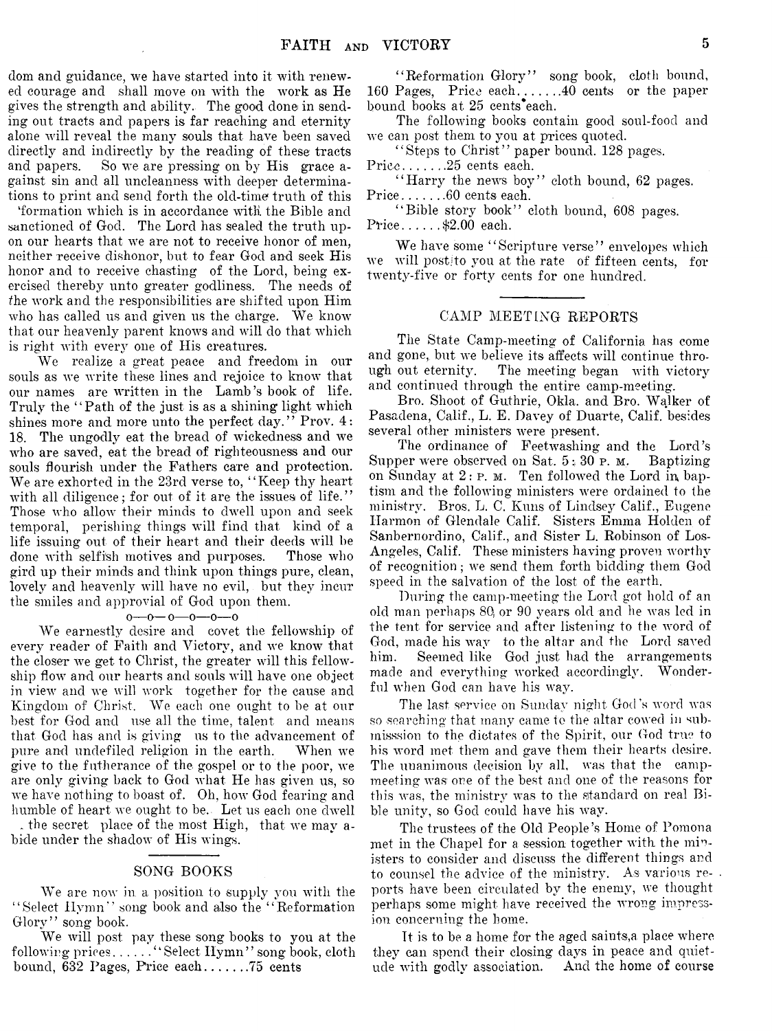dom and guidance, we have started into it with renewed courage and shall move on with the work as He gives the strength and ability. The good done in sending out tracts and papers is far reaching and eternity alone will reveal the many souls that have been saved directly and indirectly by the reading of these tracts and papers. So we are pressing on by His grace against sin and all uncleanness with deeper determinations to print and send forth the old-time truth of this 'formation which is in accordance with the Bible and sanctioned of God. The Lord has sealed the truth upon our hearts that we are not to receive honor of men, neither receive dishonor, but to fear God and seek His honor and to receive chasting of the Lord, being exercised thereby unto greater godliness. The needs of the work and the responsibilities are shifted upon Him who has called us and given us the charge. We know that our heavenly parent knows and will do that which is right with every one of His creatures.

We realize a great peace and freedom in our souls as we write these lines and rejoice to know that our names are written in the Lamb's book of life. Truly the "Path of the just is as a shining light which shines more and more unto the perfect day." Prov. 4: 18. The ungodly eat the bread of wickedness and we who are saved, eat the bread of righteousness and our souls flourish under the Fathers care and protection. We are exhorted in the 23rd verse to, "Keep thy heart with all diligence; for out of it are the issues of life." Those who allow their minds to dwell upon and seek temporal, perishing things will find that kind of a life issuing out of their heart and their deeds will be done with selfish motives and purposes. Those who gird up their minds and think upon things pure, clean, lovely and heavenly will have no evil, but they incur the smiles and approvial of God upon them.

o—o—o—o—o—o

We earnestly desire and covet the fellowship of every reader of Faith and Victory, and we know that the closer we get to Christ, the greater will this fellowship flow and our hearts and souls will have one object in view and we will work together for the cause and Kingdom of Christ. We each one ought to be at our best for God and use all the time, talent and means that God has and is giving us to the advancement of pure and undefiled religion in the earth. When we give to the futherance of the gospel or to the poor, we are only giving back to God what He has given us, so we have nothing to boast of. Oh, how God fearing and humble of heart we ought to be. Let us each one dwell . the secret place of the most High, that we may abide under the shadow of His wings.

## SONG BOOKS

We are now in a position to supply you with the "Select Hymn" song book and also the "Reformation Glory" song book.

We will post pay these song books to you at the following prices......"Select Hymn" song book, cloth bound, 632 Pages, Price each.......75 cents

"Reformation Glory" song book, cloth bound, 160 Pages, Price each.......40 cents or the paper bound books at 25 cents each.

The following books contain good soul-food and we can post them to you at prices quoted.

"Steps to Christ" paper bound. 128 pages. Price.......25 cents each.

"Harry the news boy" cloth bound, 62 pages. Price.......60 cents each.

"Bible story book" cloth bound, 608 pages. Price......$2.00 each.

We have some "Scripture verse" envelopes which we will post to you at the rate of fifteen cents, for twenty-five or forty cents for one hundred.

## CAMP MEETING REPORTS

The State Camp-meeting of California has come and gone, but we believe its affects will continue throughout eternity. The meeting began with victory and continued through the entire camp-meeting.

Bro. Shoot of Guthrie, Okla. and Bro. Walker of Pasadena, Calif., L. E. Davey of Duarte, Calif. besides several other ministers were present.

The ordinance of Feetwashing and the Lord's Supper were observed on Sat. 5: 30 P. M. Baptizing on Sunday at 2: P. M. Ten followed the Lord in baptism and the following ministers were ordained to the ministry. Bros. L. C. Kuns of Lindsey Calif., Eugene Harmon of Glendale Calif. Sisters Emma Holden of Sanbernordino, Calif., and Sister L. Robinson of Los-Angeles, Calif. These ministers having proven worthy of recognition; we send them forth bidding them God speed in the salvation of the lost of the earth.

During the camp-meeting the Lord got hold of an old man perhaps 80 or 90 years old and he was led in the tent for service and after listening to the word of God, made his way to the altar and the Lord saved him. Seemed like God just had the arrangements made and everything worked accordingly. Wonderful when God can have his way.

The last service on Sunday night God's word was so searching that many came to the altar cowed in submisssion to the dictates of the Spirit, our God true to his word met them and gave them their hearts desire. The uuanimous decision by all, was that the camp-meeting was one of the best and one of the reasons for this was, the ministry was to the standard on real Bible unity, so God could have his way.

The trustees of the Old People's Home of Pomona met in the Chapel for a session together with the ministers to consider and discuss the different things and to counsel the advice of the ministry. As various reports have been circulated by the enemy, we thought perhaps some might have received the wrong impression concerning the home.

It is to be a home for the aged saints,a place where they can spend their closing days in peace and quietude with godly association. And the home of course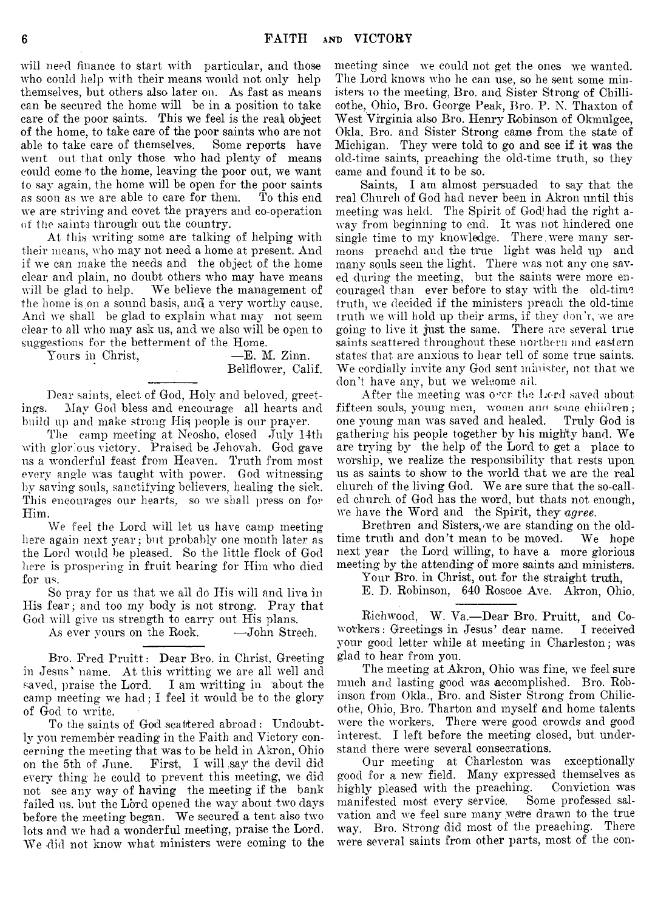will need finance to start with particular, and those who could help with their means would not only help themselves, but others also later on. As fast as means can be secured the home will be in a position to take care of the poor saints. This we feel is the real object of the home, to take care of the poor saints who are not able to take care of themselves. Some reports have went out that only those who had plenty of means could come to the home, leaving the poor out, we want to say again, the home will be open for the poor saints as soon as we are able to care for them. To this end we are striving and covet the prayers and co-operation of the saints through out the country.

At this writing some are talking of helping with their means, who may not need a home at present. And if we can make the needs and the object of the home clear and plain, no doubt others who may have means will be glad to help. We believe the management of the home is on a sound basis, and a very worthy cause. And we shall be glad to explain what may not seem clear to all who may ask us, and we also will be open to suggestions for the betterment of the Home.

Yours in Christ, —E. M. Zinn.
Bellflower, Calif.

---

Dear saints, elect of God, Holy and beloved, greetings. May God bless and encourage all hearts and build up and make strong His people is our prayer.

The camp meeting at Neosho, closed July 14th with glorious victory. Praised be Jehovah. God gave us a wonderful feast from Heaven. Truth from most every angle was taught with power. God witnessing by saving souls, sanctifying believers, healing the sick. This encourages our hearts, so we shall press on for Him.

We feel the Lord will let us have camp meeting here again next year; but probably one month later as the Lord would be pleased. So the little flock of God here is prospering in fruit bearing for Him who died for us.

So pray for us that we all do His will and live in His fear; and too my body is not strong. Pray that God will give us strength to carry out His plans.

As ever yours on the Rock. —John Strech.

---

Bro. Fred Pruitt: Dear Bro. in Christ, Greeting in Jesus' name. At this writting we are all well and saved, praise the Lord. I am writting in about the camp meeting we had; I feel it would be to the glory of God to write.

To the saints of God scattered abroad: Undoubtly you remember reading in the Faith and Victory concerning the meeting that was to be held in Akron, Ohio on the 5th of June. First, I will say the devil did every thing he could to prevent this meeting, we did not see any way of having the meeting if the bank failed us. but the Lord opened the way about two days before the meeting began. We secured a tent also two lots and we had a wonderful meeting, praise the Lord. We did not know what ministers were coming to the meeting since we could not get the ones we wanted. The Lord knows who he can use, so he sent some ministers to the meeting, Bro. and Sister Strong of Chillicothe, Ohio, Bro. George Peak, Bro. P. N. Thaxton of West Virginia also Bro. Henry Robinson of Okmulgee, Okla. Bro. and Sister Strong came from the state of Michigan. They were told to go and see if it was the old-time saints, preaching the old-time truth, so they came and found it to be so.

Saints, I am almost persuaded to say that the real Church of God had never been in Akron until this meeting was held. The Spirit of God had the right away from beginning to end. It was not hindered one single time to my knowledge. There were many sermons preachd and the true light was held up and many souls seen the light. There was not any one saved during the meeting, but the saints were more encouraged than ever before to stay with the old-time truth, we decided if the ministers preach the old-time truth we will hold up their arms, if they don't, we are going to live it just the same. There are several true saints scattered throughout these northern and eastern states that are anxious to hear tell of some true saints. We cordially invite any God sent minister, not that we don't have any, but we welcome all.

After the meeting was over the Lord saved about fifteen souls, young men, women and some children; one young man was saved and healed. Truly God is gathering his people together by his mighty hand. We are trying by the help of the Lord to get a place to worship, we realize the responsibility that rests upon us as saints to show to the world that we are the real church of the living God. We are sure that the so-called church of God has the word, but thats not enough, we have the Word and the Spirit, they *agree.*

Brethren and Sisters, we are standing on the old-time truth and don't mean to be moved. We hope next year the Lord willing, to have a more glorious meeting by the attending of more saints and ministers.

Your Bro. in Christ, out for the straight truth,
E. D. Robinson, 640 Roscoe Ave. Akron, Ohio.

---

Richwood, W. Va.—Dear Bro. Pruitt, and Co-workers: Greetings in Jesus' dear name. I received your good letter while at meeting in Charleston; was glad to hear from you.

The meeting at Akron, Ohio was fine, we feel sure much and lasting good was accomplished. Bro. Robinson from Okla., Bro. and Sister Strong from Chilicothe, Ohio, Bro. Tharton and myself and home talents were the workers. There were good crowds and good interest. I left before the meeting closed, but understand there were several consecrations.

Our meeting at Charleston was exceptionally good for a new field. Many expressed themselves as highly pleased with the preaching. Conviction was manifested most every service. Some professed salvation and we feel sure many were drawn to the true way. Bro. Strong did most of the preaching. There were several saints from other parts, most of the con-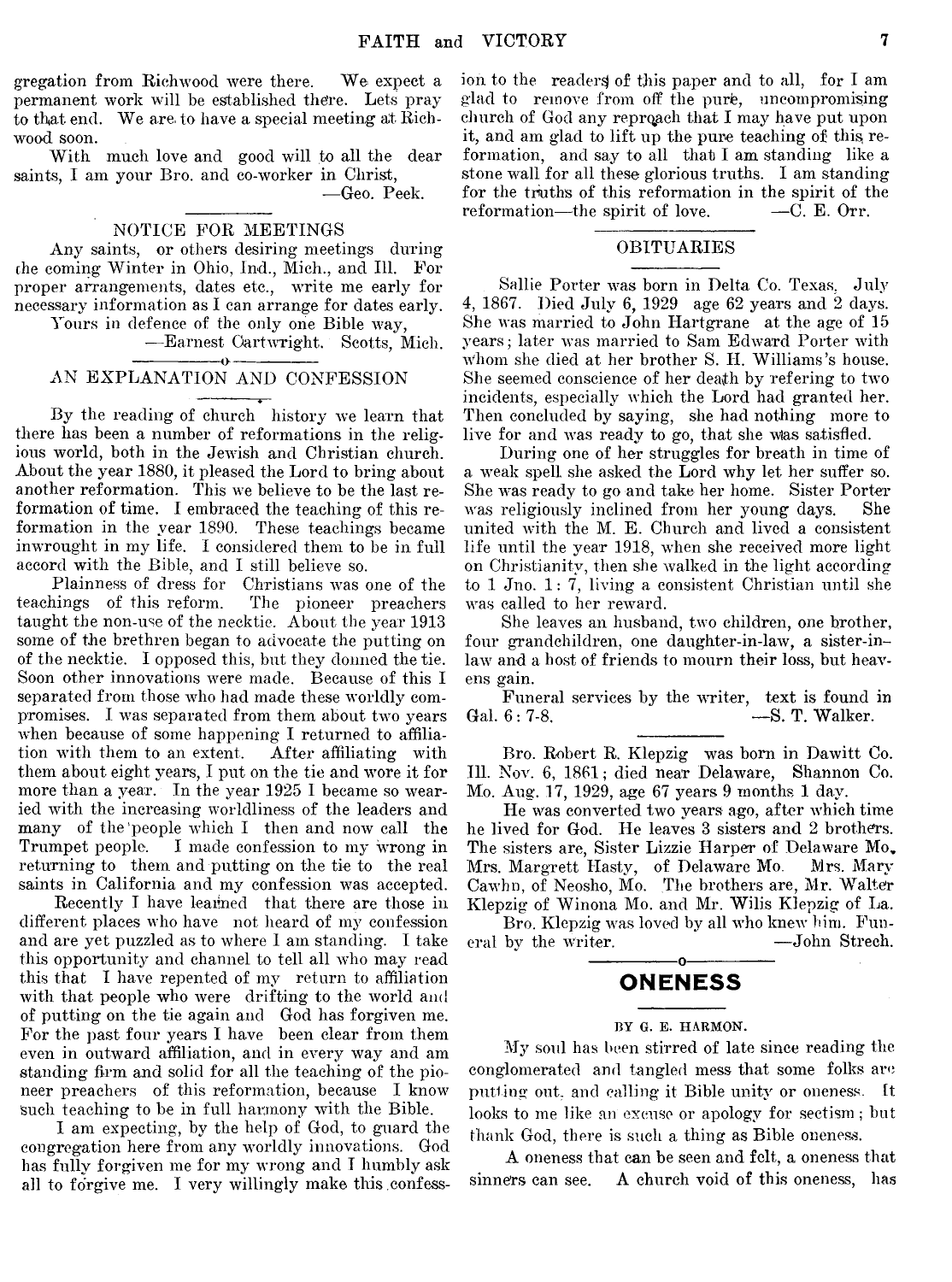gregation from Richwood were there. We expect a permanent work will be established there. Lets pray to that end. We are to have a special meeting at Richwood soon.

With much love and good will to all the dear saints, I am your Bro. and co-worker in Christ,

—Geo. Peek.

## NOTICE FOR MEETINGS

Any saints, or others desiring meetings during the coming Winter in Ohio, Ind., Mich., and Ill. For proper arrangements, dates etc., write me early for necessary information as I can arrange for dates early.

Yours in defence of the only one Bible way,

—Earnest Cartwright. Scotts, Mich.

## AN EXPLANATION AND CONFESSION

By the reading of church history we learn that there has been a number of reformations in the religious world, both in the Jewish and Christian church. About the year 1880, it pleased the Lord to bring about another reformation. This we believe to be the last reformation of time. I embraced the teaching of this reformation in the year 1890. These teachings became inwrought in my life. I considered them to be in full accord with the Bible, and I still believe so.

Plainness of dress for Christians was one of the teachings of this reform. The pioneer preachers taught the non-use of the necktie. About the year 1913 some of the brethren began to advocate the putting on of the necktie. I opposed this, but they donned the tie. Soon other innovations were made. Because of this I separated from those who had made these worldly compromises. I was separated from them about two years when because of some happening I returned to affiliation with them to an extent. After affiliating with them about eight years, I put on the tie and wore it for more than a year. In the year 1925 I became so wearied with the increasing worldliness of the leaders and many of the people which I then and now call the Trumpet people. I made confession to my wrong in returning to them and putting on the tie to the real saints in California and my confession was accepted.

Recently I have learned that there are those in different places who have not heard of my confession and are yet puzzled as to where I am standing. I take this opportunity and channel to tell all who may read this that I have repented of my return to affiliation with that people who were drifting to the world and of putting on the tie again and God has forgiven me. For the past four years I have been clear from them even in outward affiliation, and in every way and am standing firm and solid for all the teaching of the pioneer preachers of this reformation, because I know such teaching to be in full harmony with the Bible.

I am expecting, by the help of God, to guard the congregation here from any worldly innovations. God has fully forgiven me for my wrong and I humbly ask all to forgive me. I very willingly make this confession to the readers of this paper and to all, for I am glad to remove from off the pure, uncompromising church of God any reproach that I may have put upon it, and am glad to lift up the pure teaching of this reformation, and say to all that I am standing like a stone wall for all these glorious truths. I am standing for the truths of this reformation in the spirit of the reformation—the spirit of love.

—C. E. Orr.

## OBITUARIES

Sallie Porter was born in Delta Co. Texas, July 4, 1867. Died July 6, 1929 age 62 years and 2 days. She was married to John Hartgrane at the age of 15 years; later was married to Sam Edward Porter with whom she died at her brother S. H. Williams's house. She seemed conscience of her death by refering to two incidents, especially which the Lord had granted her. Then concluded by saying, she had nothing more to live for and was ready to go, that she was satisfied.

During one of her struggles for breath in time of a weak spell she asked the Lord why let her suffer so. She was ready to go and take her home. Sister Porter was religiously inclined from her young days. She united with the M. E. Church and lived a consistent life until the year 1918, when she received more light on Christianity, then she walked in the light according to 1 Jno. 1: 7, living a consistent Christian until she was called to her reward.

She leaves an husband, two children, one brother, four grandchildren, one daughter-in-law, a sister-in-law and a host of friends to mourn their loss, but heavens gain.

Funeral services by the writer, text is found in Gal. 6: 7-8.

—S. T. Walker.

Bro. Robert R. Klepzig was born in Dawitt Co. Ill. Nov. 6, 1861; died near Delaware, Shannon Co. Mo. Aug. 17, 1929, age 67 years 9 months 1 day.

He was converted two years ago, after which time he lived for God. He leaves 3 sisters and 2 brothers. The sisters are, Sister Lizzie Harper of Delaware Mo. Mrs. Margrett Hasty, of Delaware Mo. Mrs. Mary Cawhn, of Neosho, Mo. The brothers are, Mr. Walter Klepzig of Winona Mo. and Mr. Wilis Klepzig of La.

Bro. Klepzig was loved by all who knew him. Funeral by the writer.

—John Strech.

## ONENESS

BY G. E. HARMON.

My soul has been stirred of late since reading the conglomerated and tangled mess that some folks are putting out. and calling it Bible unity or oneness. It looks to me like an excuse or apology for sectism; but thank God, there is such a thing as Bible oneness.

A oneness that can be seen and felt, a oneness that sinners can see. A church void of this oneness, has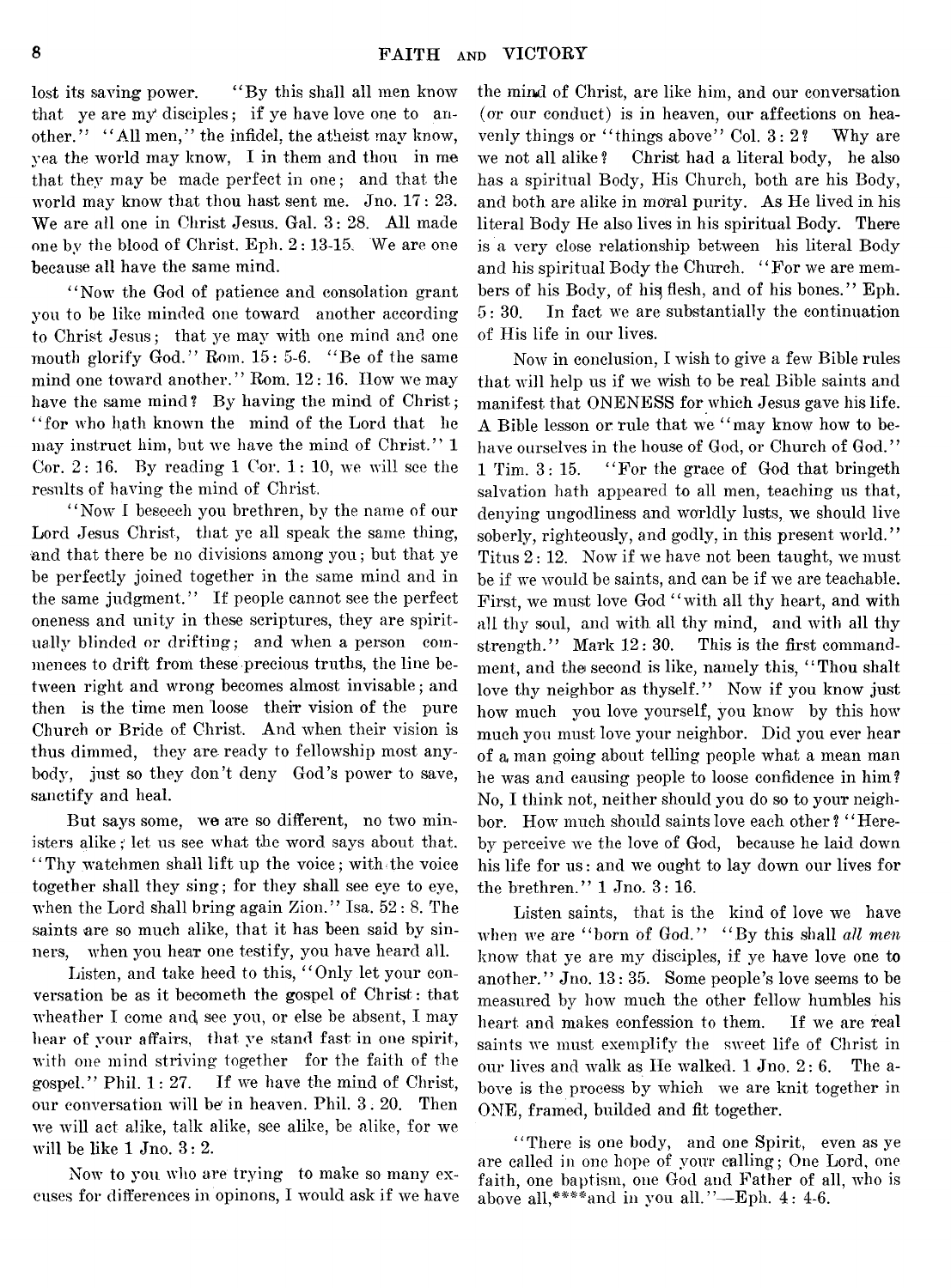lost its saving power. "By this shall all men know that ye are my disciples; if ye have love one to another." "All men," the infidel, the atheist may know, yea the world may know, I in them and thou in me that they may be made perfect in one; and that the world may know that thou hast sent me. Jno. 17: 23. We are all one in Christ Jesus. Gal. 3: 28. All made one by the blood of Christ. Eph. 2: 13-15. We are one because all have the same mind.

"Now the God of patience and consolation grant you to be like minded one toward another according to Christ Jesus; that ye may with one mind and one mouth glorify God." Rom. 15: 5-6. "Be of the same mind one toward another." Rom. 12: 16. How we may have the same mind? By having the mind of Christ; "for who hath known the mind of the Lord that he may instruct him, but we have the mind of Christ." 1 Cor. 2: 16. By reading 1 Cor. 1: 10, we will see the results of having the mind of Christ.

"Now I beseech you brethren, by the name of our Lord Jesus Christ, that ye all speak the same thing, and that there be no divisions among you; but that ye be perfectly joined together in the same mind and in the same judgment." If people cannot see the perfect oneness and unity in these scriptures, they are spiritually blinded or drifting; and when a person commences to drift from these precious truths, the line between right and wrong becomes almost invisable; and then is the time men loose their vision of the pure Church or Bride of Christ. And when their vision is thus dimmed, they are ready to fellowship most anybody, just so they don't deny God's power to save, sanctify and heal.

But says some, we are so different, no two ministers alike; let us see what the word says about that. "Thy watchmen shall lift up the voice; with the voice together shall they sing; for they shall see eye to eye, when the Lord shall bring again Zion." Isa. 52: 8. The saints are so much alike, that it has been said by sinners, when you hear one testify, you have heard all.

Listen, and take heed to this, "Only let your conversation be as it becometh the gospel of Christ: that wheather I come and see you, or else be absent, I may hear of your affairs, that ye stand fast in one spirit, with one mind striving together for the faith of the gospel." Phil. 1: 27. If we have the mind of Christ, our conversation will be in heaven. Phil. 3. 20. Then we will act alike, talk alike, see alike, be alike, for we will be like 1 Jno. 3: 2.

Now to you who are trying to make so many excuses for differences in opinons, I would ask if we have the mind of Christ, are like him, and our conversation (or our conduct) is in heaven, our affections on heavenly things or "things above" Col. 3: 2? Why are we not all alike? Christ had a literal body, he also has a spiritual Body, His Church, both are his Body, and both are alike in moral purity. As He lived in his literal Body He also lives in his spiritual Body. There is a very close relationship between his literal Body and his spiritual Body the Church. "For we are members of his Body, of his flesh, and of his bones." Eph. 5: 30. In fact we are substantially the continuation of His life in our lives.

Now in conclusion, I wish to give a few Bible rules that will help us if we wish to be real Bible saints and manifest that ONENESS for which Jesus gave his life. A Bible lesson or rule that we "may know how to behave ourselves in the house of God, or Church of God." 1 Tim. 3: 15. "For the grace of God that bringeth salvation hath appeared to all men, teaching us that, denying ungodliness and worldly lusts, we should live soberly, righteously, and godly, in this present world." Titus 2: 12. Now if we have not been taught, we must be if we would be saints, and can be if we are teachable. First, we must love God "with all thy heart, and with all thy soul, and with all thy mind, and with all thy strength." Mark 12: 30. This is the first commandment, and the second is like, namely this, "Thou shalt love thy neighbor as thyself." Now if you know just how much you love yourself, you know by this how much you must love your neighbor. Did you ever hear of a man going about telling people what a mean man he was and causing people to loose confidence in him? No, I think not, neither should you do so to your neighbor. How much should saints love each other? "Hereby perceive we the love of God, because he laid down his life for us: and we ought to lay down our lives for the brethren." 1 Jno. 3: 16.

Listen saints, that is the kind of love we have when we are "born of God." "By this shall *all men* know that ye are my disciples, if ye have love one to another." Jno. 13: 35. Some people's love seems to be measured by how much the other fellow humbles his heart and makes confession to them. If we are real saints we must exemplify the sweet life of Christ in our lives and walk as He walked. 1 Jno. 2: 6. The above is the process by which we are knit together in ONE, framed, builded and fit together.

"There is one body, and one Spirit, even as ye are called in one hope of your calling; One Lord, one faith, one baptism, one God and Father of all, who is above all,****and in you all."—Eph. 4: 4-6.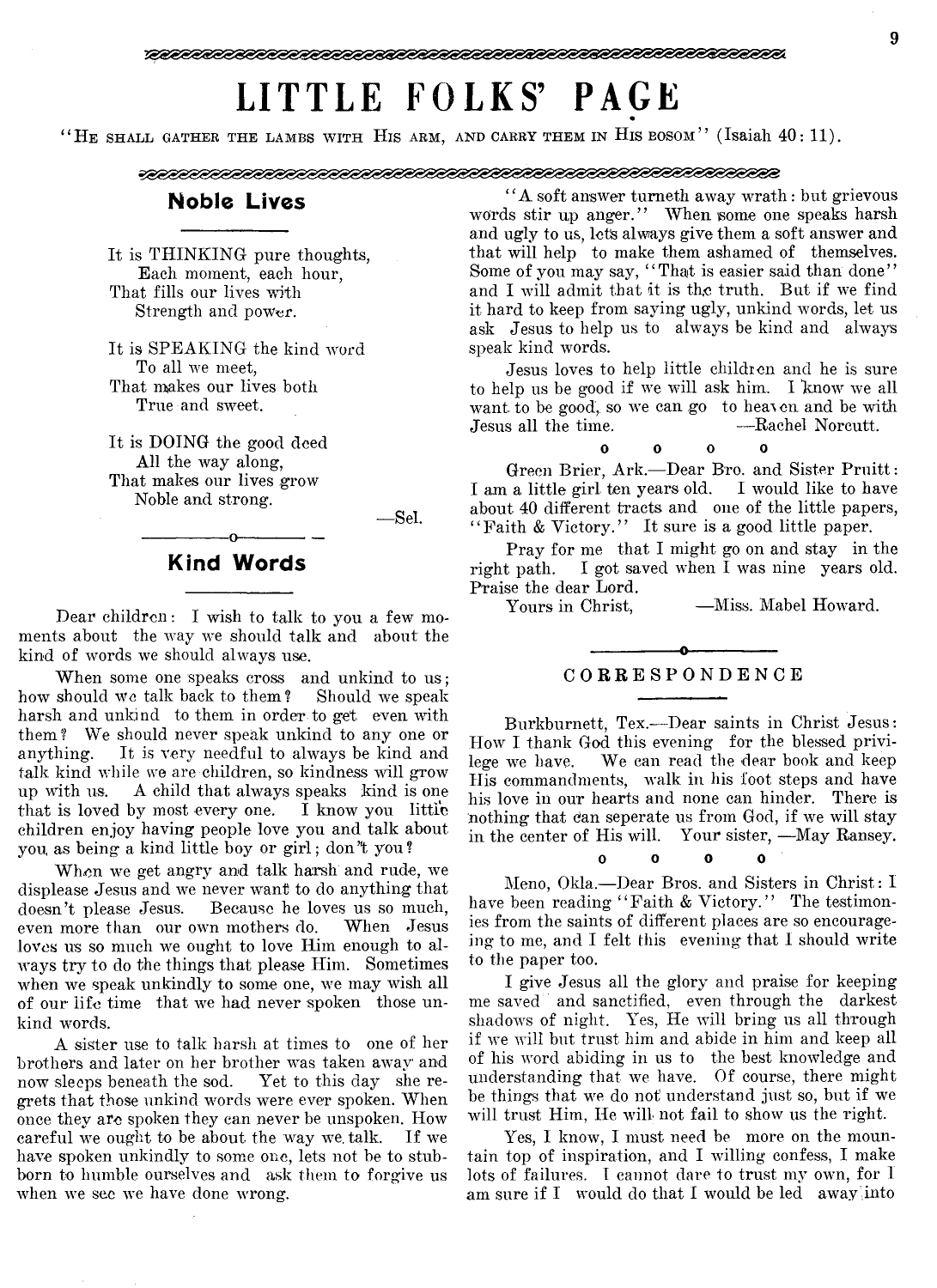# LITTLE FOLKS' PAGE

"HE SHALL GATHER THE LAMBS WITH HIS ARM, AND CARRY THEM IN HIS BOSOM" (Isaiah 40: 11).

## Noble Lives

It is THINKING pure thoughts,
Each moment, each hour,
That fills our lives with
Strength and power.

It is SPEAKING the kind word
To all we meet,
That makes our lives both
True and sweet.

It is DOING the good deed
All the way along,
That makes our lives grow
Noble and strong.

—Sel.

## Kind Words

Dear children: I wish to talk to you a few moments about the way we should talk and about the kind of words we should always use.

When some one speaks cross and unkind to us; how should we talk back to them? Should we speak harsh and unkind to them in order to get even with them? We should never speak unkind to any one or anything. It is very needful to always be kind and talk kind while we are children, so kindness will grow up with us. A child that always speaks kind is one that is loved by most every one. I know you little children enjoy having people love you and talk about you as being a kind little boy or girl; don't you?

When we get angry and talk harsh and rude, we displease Jesus and we never want to do anything that doesn't please Jesus. Because he loves us so much, even more than our own mothers do. When Jesus loves us so much we ought to love Him enough to always try to do the things that please Him. Sometimes when we speak unkindly to some one, we may wish all of our life time that we had never spoken those unkind words.

A sister use to talk harsh at times to one of her brothers and later on her brother was taken away and now sleeps beneath the sod. Yet to this day she regrets that those unkind words were ever spoken. When once they are spoken they can never be unspoken. How careful we ought to be about the way we talk. If we have spoken unkindly to some one, lets not be to stubborn to humble ourselves and ask them to forgive us when we see we have done wrong.

"A soft answer turneth away wrath: but grievous words stir up anger." When some one speaks harsh and ugly to us, lets always give them a soft answer and that will help to make them ashamed of themselves. Some of you may say, "That is easier said than done" and I will admit that it is the truth. But if we find it hard to keep from saying ugly, unkind words, let us ask Jesus to help us to always be kind and always speak kind words.

Jesus loves to help little children and he is sure to help us be good if we will ask him. I know we all want to be good, so we can go to heaven and be with Jesus all the time. —Rachel Norcutt.

o o o o

Green Brier, Ark.—Dear Bro. and Sister Pruitt: I am a little girl ten years old. I would like to have about 40 different tracts and one of the little papers, "Faith & Victory." It sure is a good little paper.

Pray for me that I might go on and stay in the right path. I got saved when I was nine years old. Praise the dear Lord.

Yours in Christ, —Miss. Mabel Howard.

## CORRESPONDENCE

Burkburnett, Tex.—Dear saints in Christ Jesus: How I thank God this evening for the blessed privilege we have. We can read the dear book and keep His commandments, walk in his foot steps and have his love in our hearts and none can hinder. There is nothing that can seperate us from God, if we will stay in the center of His will. Your sister, —May Ransey.

o o o o

Meno, Okla.—Dear Bros. and Sisters in Christ: I have been reading "Faith & Victory." The testimonies from the saints of different places are so encourageing to me, and I felt this evening that I should write to the paper too.

I give Jesus all the glory and praise for keeping me saved and sanctified, even through the darkest shadows of night. Yes, He will bring us all through if we will but trust him and abide in him and keep all of his word abiding in us to the best knowledge and understanding that we have. Of course, there might be things that we do not understand just so, but if we will trust Him, He will not fail to show us the right.

Yes, I know, I must need be more on the mountain top of inspiration, and I willing confess, I make lots of failures. I cannot dare to trust my own, for I am sure if I would do that I would be led away into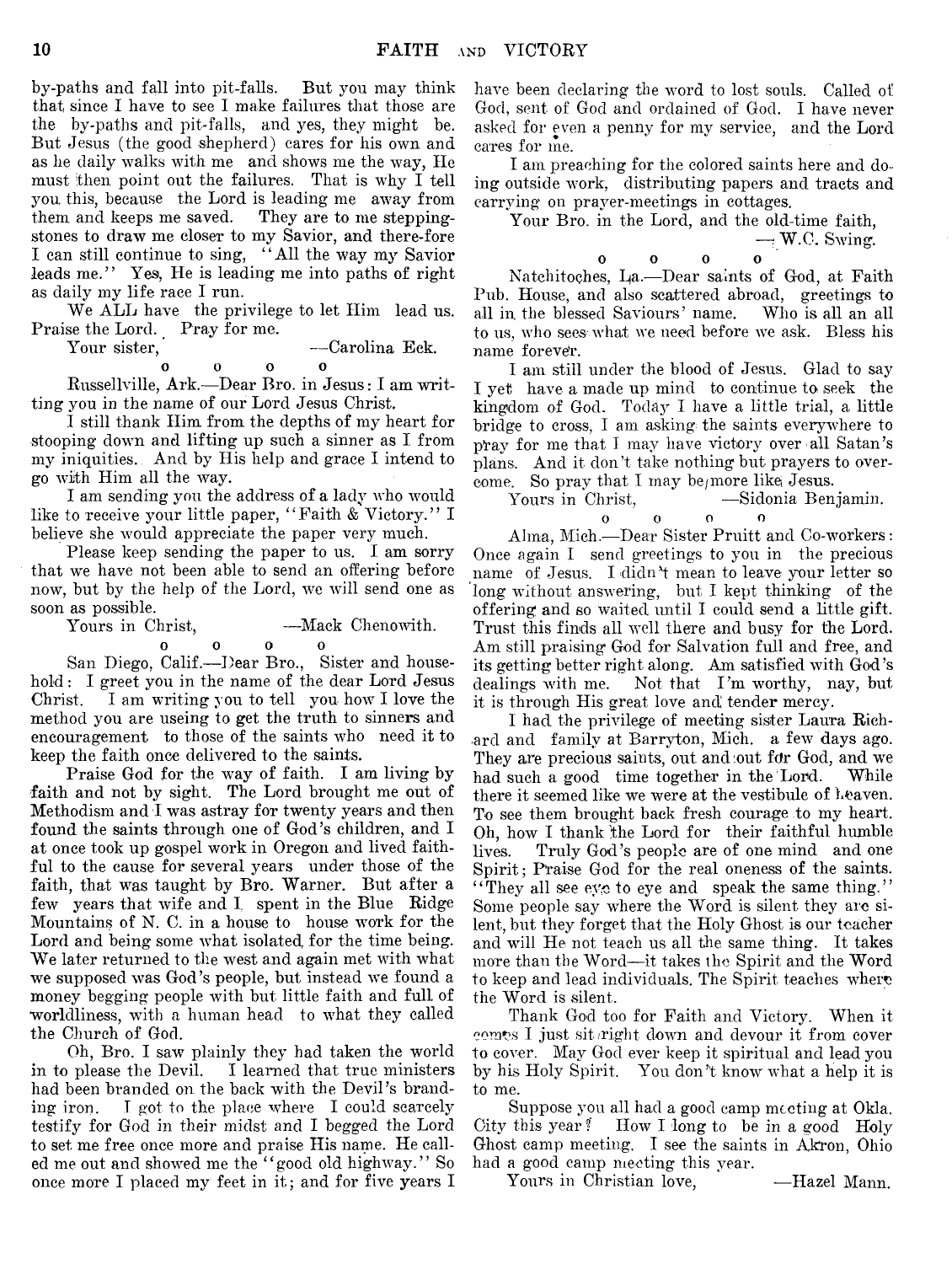by-paths and fall into pit-falls. But you may think that since I have to see I make failures that those are the by-paths and pit-falls, and yes, they might be. But Jesus (the good shepherd) cares for his own and as he daily walks with me and shows me the way, He must then point out the failures. That is why I tell you this, because the Lord is leading me away from them and keeps me saved. They are to me stepping-stones to draw me closer to my Savior, and there-fore I can still continue to sing, "All the way my Savior leads me." Yes, He is leading me into paths of right as daily my life race I run.

We ALL have the privilege to let Him lead us. Praise the Lord. Pray for me.

Your sister, —Carolina Eck.

o o o o

Russellville, Ark.—Dear Bro. in Jesus: I am writting you in the name of our Lord Jesus Christ.

I still thank Him from the depths of my heart for stooping down and lifting up such a sinner as I from my iniquities. And by His help and grace I intend to go with Him all the way.

I am sending you the address of a lady who would like to receive your little paper, "Faith & Victory." I believe she would appreciate the paper very much.

Please keep sending the paper to us. I am sorry that we have not been able to send an offering before now, but by the help of the Lord, we will send one as soon as possible.

Yours in Christ, —Mack Chenowith.

o o o o

San Diego, Calif.—Dear Bro., Sister and household: I greet you in the name of the dear Lord Jesus Christ. I am writing you to tell you how I love the method you are useing to get the truth to sinners and encouragement to those of the saints who need it to keep the faith once delivered to the saints.

Praise God for the way of faith. I am living by faith and not by sight. The Lord brought me out of Methodism and I was astray for twenty years and then found the saints through one of God's children, and I at once took up gospel work in Oregon and lived faithful to the cause for several years under those of the faith, that was taught by Bro. Warner. But after a few years that wife and I spent in the Blue Ridge Mountains of N. C. in a house to house work for the Lord and being some what isolated for the time being. We later returned to the west and again met with what we supposed was God's people, but instead we found a money begging people with but little faith and full of worldliness, with a human head to what they called the Church of God.

Oh, Bro. I saw plainly they had taken the world in to please the Devil. I learned that true ministers had been branded on the back with the Devil's branding iron. I got to the place where I could scarcely testify for God in their midst and I begged the Lord to set me free once more and praise His name. He called me out and showed me the "good old highway." So once more I placed my feet in it; and for five years I have been declaring the word to lost souls. Called of God, sent of God and ordained of God. I have never asked for even a penny for my service, and the Lord cares for me.

I am preaching for the colored saints here and doing outside work, distributing papers and tracts and carrying on prayer-meetings in cottages.

Your Bro. in the Lord, and the old-time faith,

—W.C. Swing.

o o o o

Natchitoches, La.—Dear saints of God, at Faith Pub. House, and also scattered abroad, greetings to all in the blessed Saviours' name. Who is all an all to us, who sees what we need before we ask. Bless his name forever.

I am still under the blood of Jesus. Glad to say I yet have a made up mind to continue to seek the kingdom of God. Today I have a little trial, a little bridge to cross, I am asking the saints everywhere to pray for me that I may have victory over all Satan's plans. And it don't take nothing but prayers to overcome. So pray that I may be more like Jesus.

Yours in Christ, —Sidonia Benjamin.

o o o o

Alma, Mich.—Dear Sister Pruitt and Co-workers: Once again I send greetings to you in the precious name of Jesus. I didn't mean to leave your letter so long without answering, but I kept thinking of the offering and so waited until I could send a little gift. Trust this finds all well there and busy for the Lord. Am still praising God for Salvation full and free, and its getting better right along. Am satisfied with God's dealings with me. Not that I'm worthy, nay, but it is through His great love and tender mercy.

I had the privilege of meeting sister Laura Richard and family at Barryton, Mich. a few days ago. They are precious saints, out and out for God, and we had such a good time together in the Lord. While there it seemed like we were at the vestibule of heaven. To see them brought back fresh courage to my heart. Oh, how I thank the Lord for their faithful humble lives. Truly God's people are of one mind and one Spirit; Praise God for the real oneness of the saints. "They all see eye to eye and speak the same thing." Some people say where the Word is silent they are silent, but they forget that the Holy Ghost is our teacher and will He not teach us all the same thing. It takes more than the Word—it takes the Spirit and the Word to keep and lead individuals. The Spirit teaches where the Word is silent.

Thank God too for Faith and Victory. When it comes I just sit right down and devour it from cover to cover. May God ever keep it spiritual and lead you by his Holy Spirit. You don't know what a help it is to me.

Suppose you all had a good camp meeting at Okla. City this year? How I long to be in a good Holy Ghost camp meeting. I see the saints in Akron, Ohio had a good camp meeting this year.

Yours in Christian love, —Hazel Mann.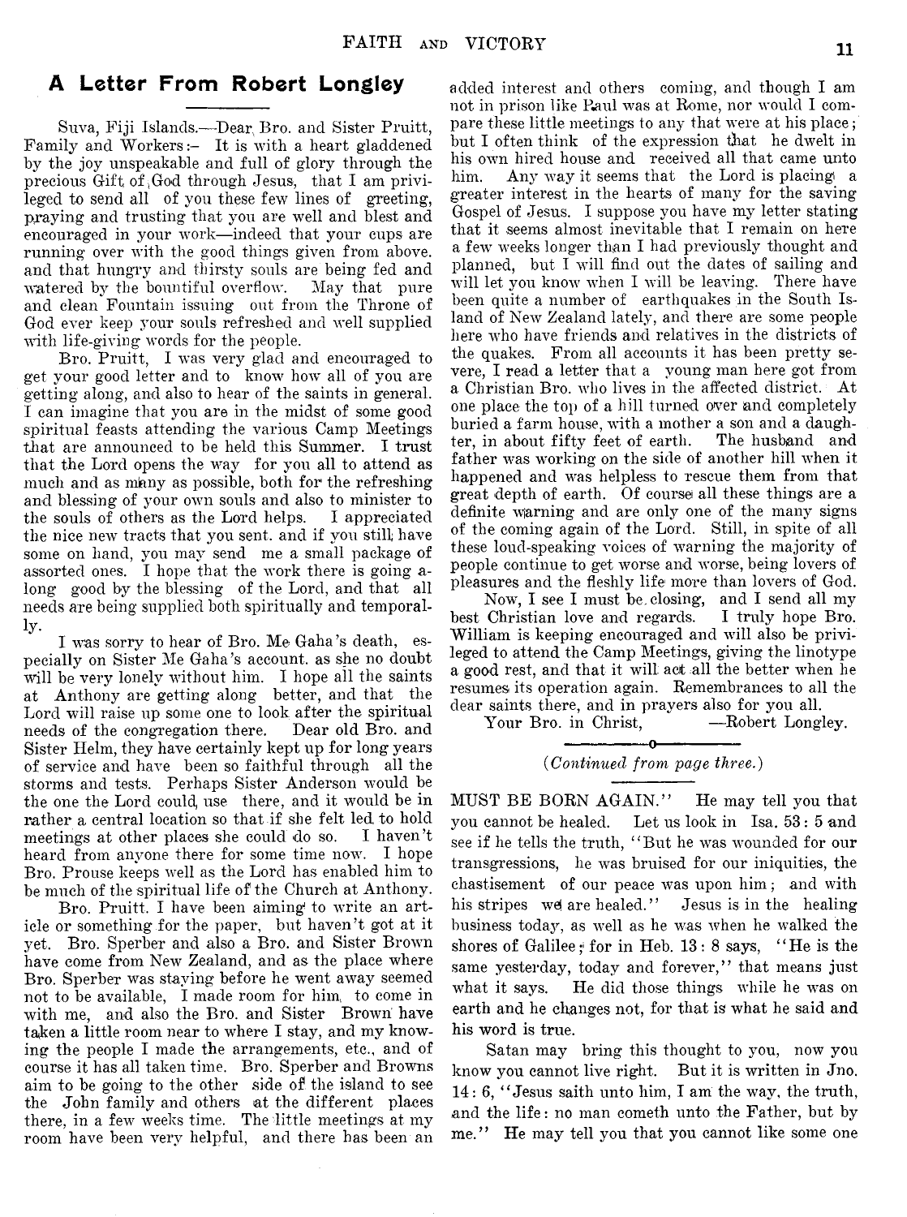## A Letter From Robert Longley

Suva, Fiji Islands.—Dear Bro. and Sister Pruitt, Family and Workers:– It is with a heart gladdened by the joy unspeakable and full of glory through the precious Gift of God through Jesus, that I am privileged to send all of you these few lines of greeting, praying and trusting that you are well and blest and encouraged in your work—indeed that your cups are running over with the good things given from above. and that hungry and thirsty souls are being fed and watered by the bountiful overflow. May that pure and clean Fountain issuing out from the Throne of God ever keep your souls refreshed and well supplied with life-giving words for the people.

Bro. Pruitt, I was very glad and encouraged to get your good letter and to know how all of you are getting along, and also to hear of the saints in general. I can imagine that you are in the midst of some good spiritual feasts attending the various Camp Meetings that are announced to be held this Summer. I trust that the Lord opens the way for you all to attend as much and as many as possible, both for the refreshing and blessing of your own souls and also to minister to the souls of others as the Lord helps. I appreciated the nice new tracts that you sent. and if you still have some on hand, you may send me a small package of assorted ones. I hope that the work there is going along good by the blessing of the Lord, and that all needs are being supplied both spiritually and temporally.

I was sorry to hear of Bro. Me Gaha's death, especially on Sister Me Gaha's account. as she no doubt will be very lonely without him. I hope all the saints at Anthony are getting along better, and that the Lord will raise up some one to look after the spiritual needs of the congregation there. Dear old Bro. and Sister Helm, they have certainly kept up for long years of service and have been so faithful through all the storms and tests. Perhaps Sister Anderson would be the one the Lord could use there, and it would be in rather a central location so that if she felt led to hold meetings at other places she could do so. I haven't heard from anyone there for some time now. I hope Bro. Prouse keeps well as the Lord has enabled him to be much of the spiritual life of the Church at Anthony.

Bro. Pruitt. I have been aiming to write an article or something for the paper, but haven't got at it yet. Bro. Sperber and also a Bro. and Sister Brown have come from New Zealand, and as the place where Bro. Sperber was staying before he went away seemed not to be available, I made room for him, to come in with me, and also the Bro. and Sister Brown have taken a little room near to where I stay, and my knowing the people I made the arrangements, etc., and of course it has all taken time. Bro. Sperber and Browns aim to be going to the other side of the island to see the John family and others at the different places there, in a few weeks time. The little meetings at my room have been very helpful, and there has been an added interest and others coming, and though I am not in prison like Paul was at Rome, nor would I compare these little meetings to any that were at his place; but I often think of the expression that he dwelt in his own hired house and received all that came unto him. Any way it seems that the Lord is placing a greater interest in the hearts of many for the saving Gospel of Jesus. I suppose you have my letter stating that it seems almost inevitable that I remain on here a few weeks longer than I had previously thought and planned, but I will find out the dates of sailing and will let you know when I will be leaving. There have been quite a number of earthquakes in the South Island of New Zealand lately, and there are some people here who have friends and relatives in the districts of the quakes. From all accounts it has been pretty severe, I read a letter that a young man here got from a Christian Bro. who lives in the affected district. At one place the top of a hill turned over and completely buried a farm house, with a mother a son and a daughter, in about fifty feet of earth. The husband and father was working on the side of another hill when it happened and was helpless to rescue them from that great depth of earth. Of course all these things are a definite warning and are only one of the many signs of the coming again of the Lord. Still, in spite of all these loud-speaking voices of warning the majority of people continue to get worse and worse, being lovers of pleasures and the fleshly life more than lovers of God.

Now, I see I must be closing, and I send all my best Christian love and regards. I truly hope Bro. William is keeping encouraged and will also be privileged to attend the Camp Meetings, giving the linotype a good rest, and that it will act all the better when he resumes its operation again. Remembrances to all the dear saints there, and in prayers also for you all.

Your Bro. in Christ, —Robert Longley.

---

*(Continued from page three.)*

MUST BE BORN AGAIN." He may tell you that you cannot be healed. Let us look in Isa. 53: 5 and see if he tells the truth, "But he was wounded for our transgressions, he was bruised for our iniquities, the chastisement of our peace was upon him; and with his stripes we are healed." Jesus is in the healing business today, as well as he was when he walked the shores of Galilee; for in Heb. 13: 8 says, "He is the same yesterday, today and forever," that means just what it says. He did those things while he was on earth and he changes not, for that is what he said and his word is true.

Satan may bring this thought to you, now you know you cannot live right. But it is written in Jno. 14: 6, "Jesus saith unto him, I am the way, the truth, and the life: no man cometh unto the Father, but by me." He may tell you that you cannot like some one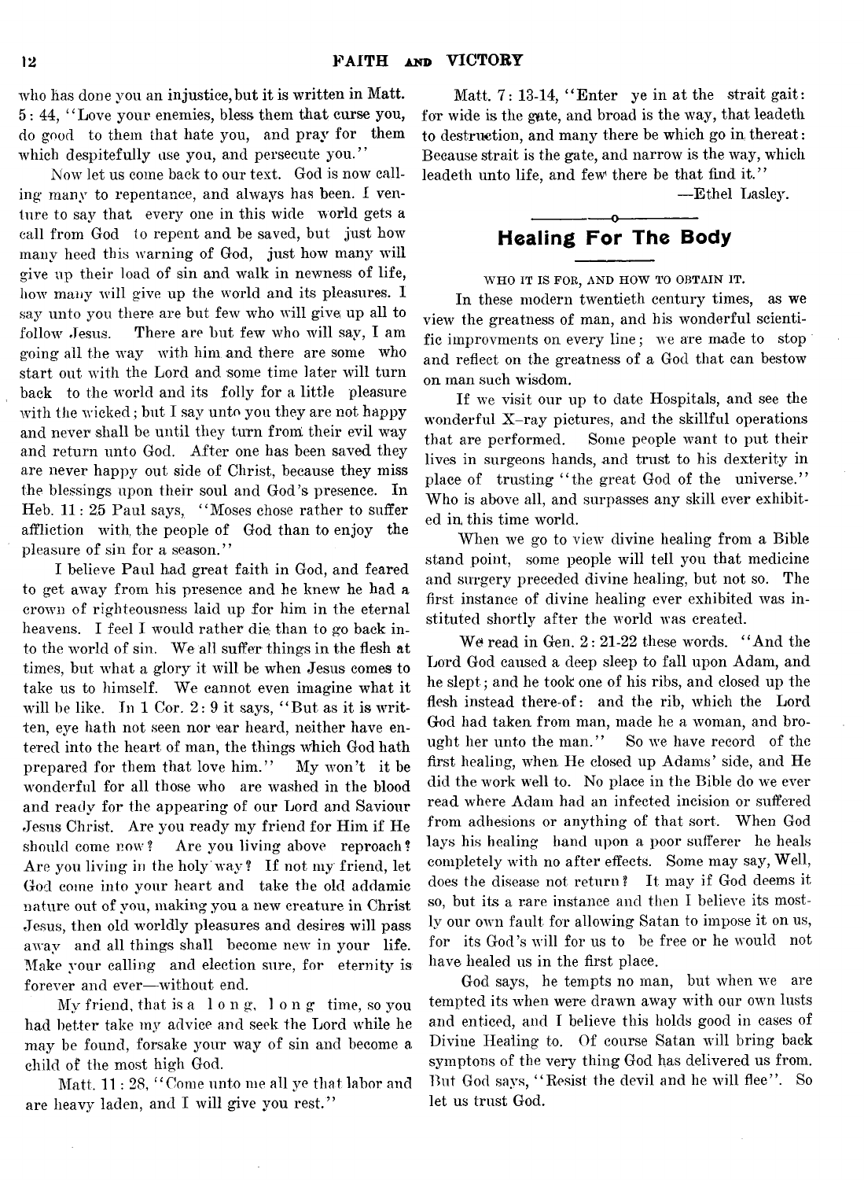who has done you an injustice, but it is written in Matt. 5 : 44, "Love your enemies, bless them that curse you, do good to them that hate you, and pray for them which despitefully use you, and persecute you."

Now let us come back to our text. God is now calling many to repentance, and always has been. I venture to say that every one in this wide world gets a call from God to repent and be saved, but just how many heed this warning of God, just how many will give up their load of sin and walk in newness of life, how many will give up the world and its pleasures. I say unto you there are but few who will give up all to follow Jesus. There are but few who will say, I am going all the way with him and there are some who start out with the Lord and some time later will turn back to the world and its folly for a little pleasure with the wicked; but I say unto you they are not happy and never shall be until they turn from their evil way and return unto God. After one has been saved they are never happy out side of Christ, because they miss the blessings upon their soul and God's presence. In Heb. 11 : 25 Paul says, "Moses chose rather to suffer affliction with the people of God than to enjoy the pleasure of sin for a season."

I believe Paul had great faith in God, and feared to get away from his presence and he knew he had a crown of righteousness laid up for him in the eternal heavens. I feel I would rather die than to go back into the world of sin. We all suffer things in the flesh at times, but what a glory it will be when Jesus comes to take us to himself. We cannot even imagine what it will be like. In 1 Cor. 2 : 9 it says, "But as it is written, eye hath not seen nor ear heard, neither have entered into the heart of man, the things which God hath prepared for them that love him." My won't it be wonderful for all those who are washed in the blood and ready for the appearing of our Lord and Saviour Jesus Christ. Are you ready my friend for Him if He should come now? Are you living above reproach? Are you living in the holy way? If not my friend, let God come into your heart and take the old addamic nature out of you, making you a new creature in Christ Jesus, then old worldly pleasures and desires will pass away and all things shall become new in your life. Make your calling and election sure, for eternity is forever and ever—without end.

My friend, that is a l o n g, l o n g time, so you had better take my advice and seek the Lord while he may be found, forsake your way of sin and become a child of the most high God.

Matt. 11 : 28, "Come unto me all ye that labor and are heavy laden, and I will give you rest."

Matt. 7 : 13-14, "Enter ye in at the strait gait: for wide is the gate, and broad is the way, that leadeth to destruction, and many there be which go in thereat: Because strait is the gate, and narrow is the way, which leadeth unto life, and few there be that find it."

—Ethel Lasley.

## Healing For The Body

WHO IT IS FOR, AND HOW TO OBTAIN IT.

In these modern twentieth century times, as we view the greatness of man, and his wonderful scientific improvments on every line; we are made to stop and reflect on the greatness of a God that can bestow on man such wisdom.

If we visit our up to date Hospitals, and see the wonderful X-ray pictures, and the skillful operations that are performed. Some people want to put their lives in surgeons hands, and trust to his dexterity in place of trusting "the great God of the universe." Who is above all, and surpasses any skill ever exhibited in this time world.

When we go to view divine healing from a Bible stand point, some people will tell you that medicine and surgery preceded divine healing, but not so. The first instance of divine healing ever exhibited was instituted shortly after the world was created.

We read in Gen. 2 : 21-22 these words. "And the Lord God caused a deep sleep to fall upon Adam, and he slept; and he took one of his ribs, and closed up the flesh instead there-of: and the rib, which the Lord God had taken from man, made he a woman, and brought her unto the man." So we have record of the first healing, when He closed up Adams' side, and He did the work well to. No place in the Bible do we ever read where Adam had an infected incision or suffered from adhesions or anything of that sort. When God lays his healing hand upon a poor sufferer he heals completely with no after effects. Some may say, Well, does the disease not return? It may if God deems it so, but its a rare instance and then I believe its mostly our own fault for allowing Satan to impose it on us, for its God's will for us to be free or he would not have healed us in the first place.

God says, he tempts no man, but when we are tempted its when were drawn away with our own lusts and enticed, and I believe this holds good in cases of Divine Healing to. Of course Satan will bring back symptons of the very thing God has delivered us from. But God says, "Resist the devil and he will flee". So let us trust God.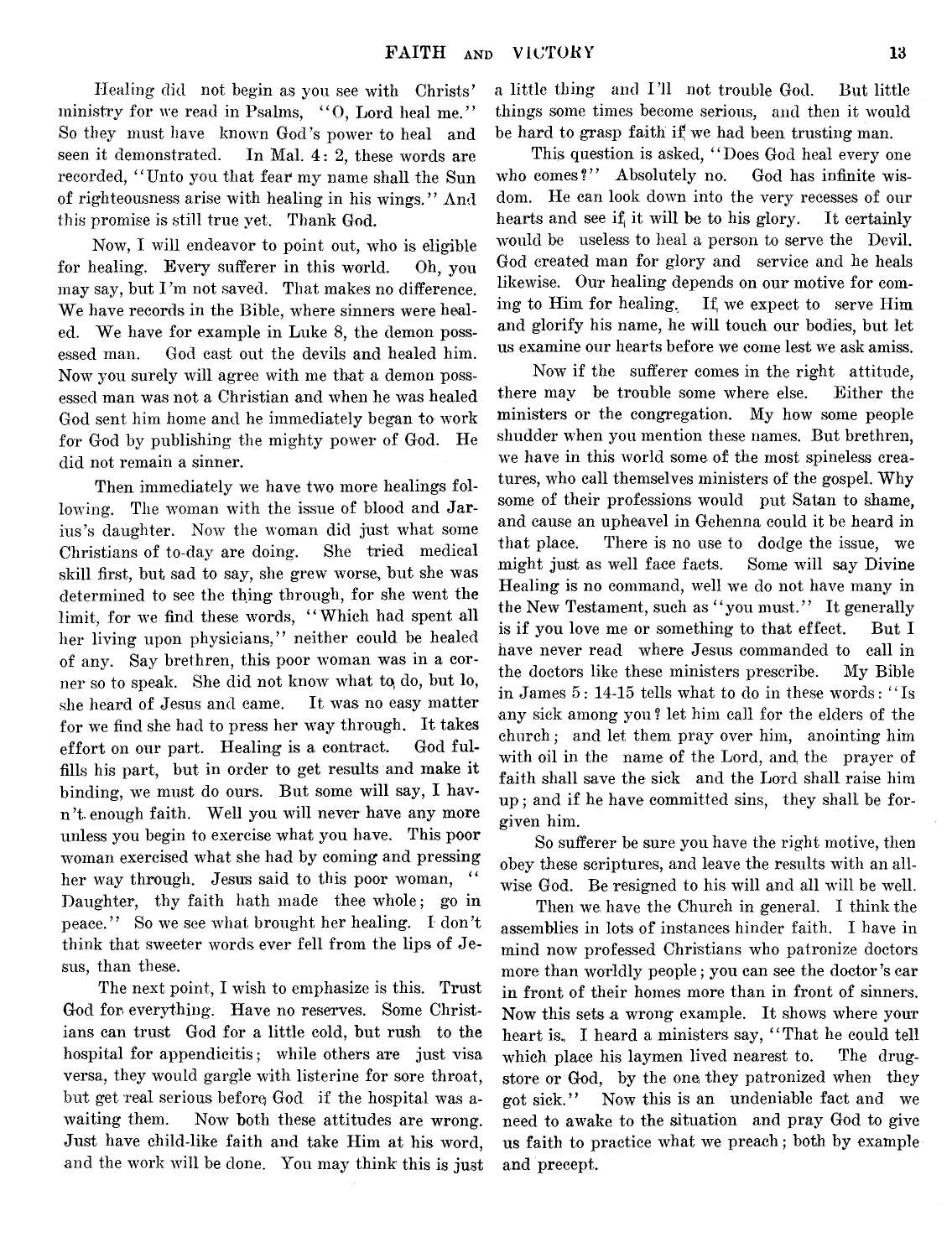Healing did not begin as you see with Christs' ministry for we read in Psalms, "O, Lord heal me." So they must have known God's power to heal and seen it demonstrated. In Mal. 4: 2, these words are recorded, "Unto you that fear my name shall the Sun of righteousness arise with healing in his wings." And this promise is still true yet. Thank God.

Now, I will endeavor to point out, who is eligible for healing. Every sufferer in this world. Oh, you may say, but I'm not saved. That makes no difference. We have records in the Bible, where sinners were healed. We have for example in Luke 8, the demon possessed man. God cast out the devils and healed him. Now you surely will agree with me that a demon possessed man was not a Christian and when he was healed God sent him home and he immediately began to work for God by publishing the mighty power of God. He did not remain a sinner.

Then immediately we have two more healings following. The woman with the issue of blood and Jarius's daughter. Now the woman did just what some Christians of to-day are doing. She tried medical skill first, but sad to say, she grew worse, but she was determined to see the thing through, for she went the limit, for we find these words, "Which had spent all her living upon physicians," neither could be healed of any. Say brethren, this poor woman was in a corner so to speak. She did not know what to do, but lo, she heard of Jesus and came. It was no easy matter for we find she had to press her way through. It takes effort on our part. Healing is a contract. God fulfills his part, but in order to get results and make it binding, we must do ours. But some will say, I havn't enough faith. Well you will never have any more unless you begin to exercise what you have. This poor woman exercised what she had by coming and pressing her way through. Jesus said to this poor woman, "Daughter, thy faith hath made thee whole; go in peace." So we see what brought her healing. I don't think that sweeter words ever fell from the lips of Jesus, than these.

The next point, I wish to emphasize is this. Trust God for everything. Have no reserves. Some Christians can trust God for a little cold, but rush to the hospital for appendicitis; while others are just visa versa, they would gargle with listerine for sore throat, but get real serious before God if the hospital was awaiting them. Now both these attitudes are wrong. Just have child-like faith and take Him at his word, and the work will be done. You may think this is just a little thing and I'll not trouble God. But little things some times become serious, and then it would be hard to grasp faith if we had been trusting man.

This question is asked, "Does God heal every one who comes?" Absolutely no. God has infinite wisdom. He can look down into the very recesses of our hearts and see if it will be to his glory. It certainly would be useless to heal a person to serve the Devil. God created man for glory and service and he heals likewise. Our healing depends on our motive for coming to Him for healing. If we expect to serve Him and glorify his name, he will touch our bodies, but let us examine our hearts before we come lest we ask amiss.

Now if the sufferer comes in the right attitude, there may be trouble some where else. Either the ministers or the congregation. My how some people shudder when you mention these names. But brethren, we have in this world some of the most spineless creatures, who call themselves ministers of the gospel. Why some of their professions would put Satan to shame, and cause an upheavel in Gehenna could it be heard in that place. There is no use to dodge the issue, we might just as well face facts. Some will say Divine Healing is no command, well we do not have many in the New Testament, such as "you must." It generally is if you love me or something to that effect. But I have never read where Jesus commanded to call in the doctors like these ministers prescribe. My Bible in James 5: 14-15 tells what to do in these words: "Is any sick among you? let him call for the elders of the church; and let them pray over him, anointing him with oil in the name of the Lord, and the prayer of faith shall save the sick and the Lord shall raise him up; and if he have committed sins, they shall be forgiven him.

So sufferer be sure you have the right motive, then obey these scriptures, and leave the results with an all-wise God. Be resigned to his will and all will be well.

Then we have the Church in general. I think the assemblies in lots of instances hinder faith. I have in mind now professed Christians who patronize doctors more than worldly people; you can see the doctor's car in front of their homes more than in front of sinners. Now this sets a wrong example. It shows where your heart is. I heard a ministers say, "That he could tell which place his laymen lived nearest to. The drugstore or God, by the one they patronized when they got sick." Now this is an undeniable fact and we need to awake to the situation and pray God to give us faith to practice what we preach; both by example and precept.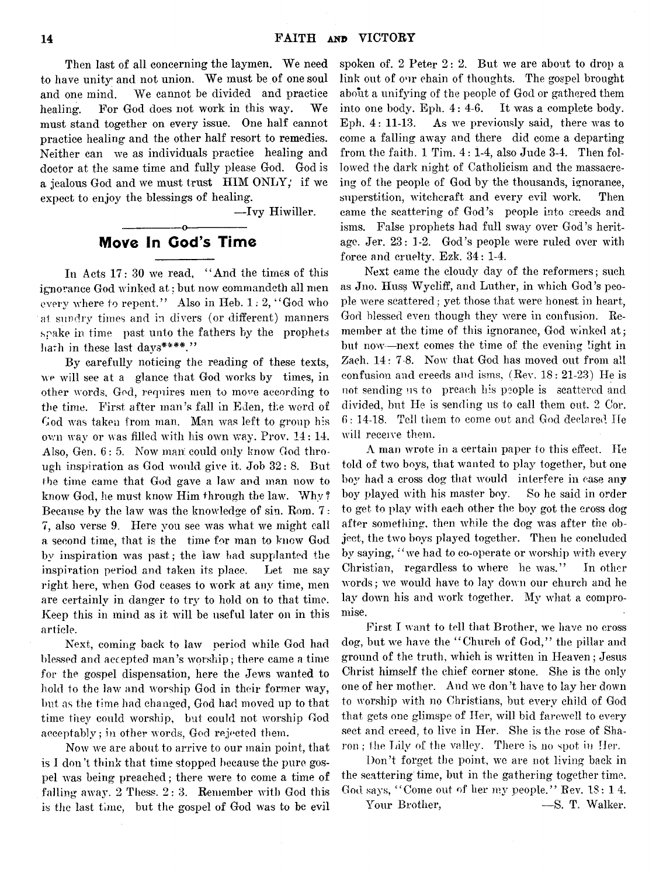Then last of all concerning the laymen. We need to have unity and not union. We must be of one soul and one mind. We cannot be divided and practice healing. For God does not work in this way. We must stand together on every issue. One half cannot practice healing and the other half resort to remedies. Neither can we as individuals practice healing and doctor at the same time and fully please God. God is a jealous God and we must trust HIM ONLY, if we expect to enjoy the blessings of healing.

—Ivy Hiwiller.

## Move In God's Time

In Acts 17: 30 we read, "And the times of this ignorance God winked at; but now commandeth all men every where to repent." Also in Heb. 1: 2, "God who at sundry times and in divers (or different) manners spake in time past unto the fathers by the prophets hath in these last days****."

By carefully noticing the reading of these texts, we will see at a glance that God works by times, in other words, God, requires men to move according to the time. First after man's fall in Eden, the word of God was taken from man. Man was left to group his own way or was filled with his own way. Prov. 14: 14. Also, Gen. 6: 5. Now man could only know God through inspiration as God would give it. Job 32: 8. But the time came that God gave a law and man now to know God, he must know Him through the law. Why? Because by the law was the knowledge of sin. Rom. 7: 7, also verse 9. Here you see was what we might call a second time, that is the time for man to know God by inspiration was past; the law had supplanted the inspiration period and taken its place. Let me say right here, when God ceases to work at any time, men are certainly in danger to try to hold on to that time. Keep this in mind as it will be useful later on in this article.

Next, coming back to law period while God had blessed and accepted man's worship; there came a time for the gospel dispensation, here the Jews wanted to hold to the law and worship God in their former way, but as the time had changed, God had moved up to that time they could worship, but could not worship God acceptably; in other words, God rejected them.

Now we are about to arrive to our main point, that is I don't think that time stopped because the pure gospel was being preached; there were to come a time of falling away. 2 Thess. 2: 3. Remember with God this is the last time, but the gospel of God was to be evil spoken of. 2 Peter 2: 2. But we are about to drop a link out of our chain of thoughts. The gospel brought about a unifying of the people of God or gathered them into one body. Eph. 4: 4-6. It was a complete body. Eph. 4: 11-13. As we previously said, there was to come a falling away and there did come a departing from the faith. 1 Tim. 4: 1-4, also Jude 3-4. Then followed the dark night of Catholicism and the massacreing of the people of God by the thousands, ignorance, superstition, witchcraft and every evil work. Then came the scattering of God's people into creeds and isms. False prophets had full sway over God's heritage. Jer. 23: 1-2. God's people were ruled over with force and cruelty. Ezk. 34: 1-4.

Next came the cloudy day of the reformers; such as Jno. Huss Wycliff, and Luther, in which God's people were scattered; yet those that were honest in heart, God blessed even though they were in confusion. Remember at the time of this ignorance, God winked at; but now—next comes the time of the evening light in Zach. 14: 7-8. Now that God has moved out from all confusion and creeds and isms, (Rev. 18: 21-23) He is not sending us to preach his people is scattered and divided, but He is sending us to call them out. 2 Cor. 6: 14-18. Tell them to come out and God declared He will receive them.

A man wrote in a certain paper to this effect. He told of two boys, that wanted to play together, but one boy had a cross dog that would interfere in case any boy played with his master boy. So he said in order to get to play with each other the boy got the cross dog after something, then while the dog was after the object, the two boys played together. Then he concluded by saying, "we had to co-operate or worship with every Christian, regardless to where he was." In other words; we would have to lay down our church and he lay down his and work together. My what a compromise.

First I want to tell that Brother, we have no cross dog, but we have the "Church of God," the pillar and ground of the truth, which is written in Heaven; Jesus Christ himself the chief corner stone. She is the only one of her mother. And we don't have to lay her down to worship with no Christians, but every child of God that gets one glimpse of Her, will bid farewell to every sect and creed, to live in Her. She is the rose of Sharon; the Lily of the valley. There is no spot in Her.

Don't forget the point, we are not living back in the scattering time, but in the gathering together time. God says, "Come out of her my people." Rev. 18: 1 4.

Your Brother, —S. T. Walker.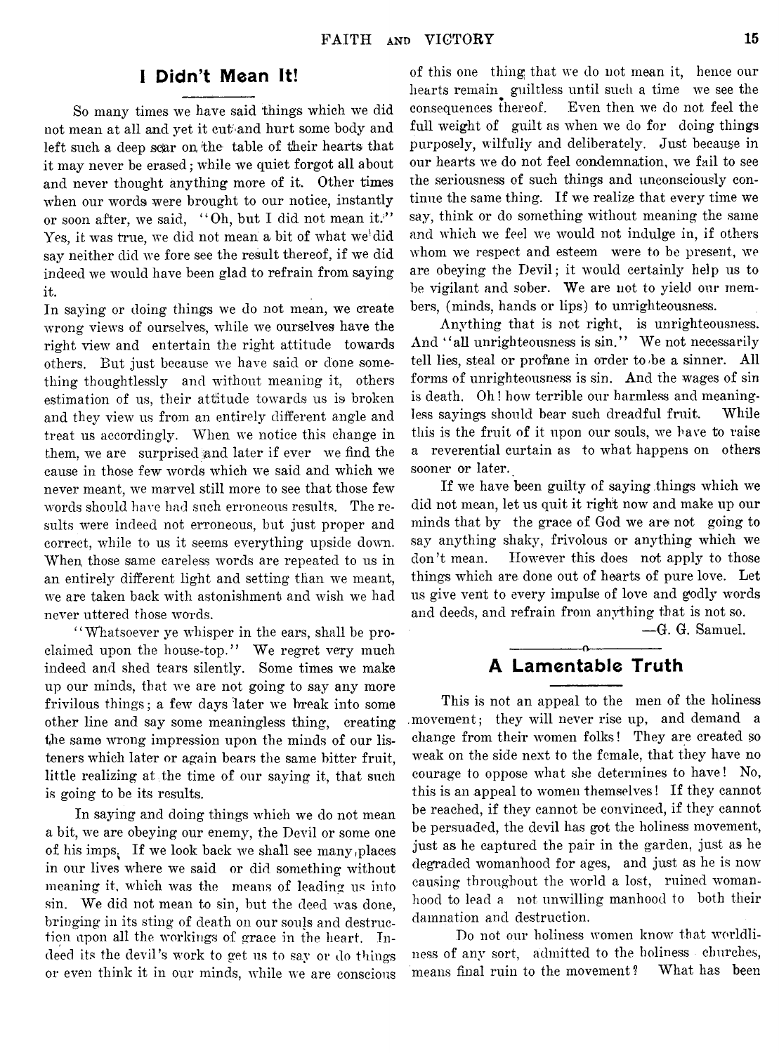## I Didn't Mean It!

So many times we have said things which we did not mean at all and yet it cut and hurt some body and left such a deep scar on the table of their hearts that it may never be erased; while we quiet forgot all about and never thought anything more of it. Other times when our words were brought to our notice, instantly or soon after, we said, "Oh, but I did not mean it." Yes, it was true, we did not mean a bit of what we did say neither did we fore see the result thereof, if we did indeed we would have been glad to refrain from saying it.

In saying or doing things we do not mean, we create wrong views of ourselves, while we ourselves have the right view and entertain the right attitude towards others. But just because we have said or done something thoughtlessly and without meaning it, others estimation of us, their attitude towards us is broken and they view us from an entirely different angle and treat us accordingly. When we notice this change in them, we are surprised and later if ever we find the cause in those few words which we said and which we never meant, we marvel still more to see that those few words should have had such erroneous results. The results were indeed not erroneous, but just proper and correct, while to us it seems everything upside down. When those same careless words are repeated to us in an entirely different light and setting than we meant, we are taken back with astonishment and wish we had never uttered those words.

"Whatsoever ye whisper in the ears, shall be proclaimed upon the house-top." We regret very much indeed and shed tears silently. Some times we make up our minds, that we are not going to say any more frivilous things; a few days later we break into some other line and say some meaningless thing, creating the same wrong impression upon the minds of our listeners which later or again bears the same bitter fruit, little realizing at the time of our saying it, that such is going to be its results.

In saying and doing things which we do not mean a bit, we are obeying our enemy, the Devil or some one of his imps. If we look back we shall see many places in our lives where we said or did something without meaning it, which was the means of leading us into sin. We did not mean to sin, but the deed was done, bringing in its sting of death on our souls and destruction upon all the workings of grace in the heart. Indeed its the devil's work to get us to say or do things or even think it in our minds, while we are conscious of this one thing that we do not mean it, hence our hearts remain guiltless until such a time we see the consequences thereof. Even then we do not feel the full weight of guilt as when we do for doing things purposely, wilfully and deliberately. Just because in our hearts we do not feel condemnation, we fail to see the seriousness of such things and unconsciously continue the same thing. If we realize that every time we say, think or do something without meaning the same and which we feel we would not indulge in, if others whom we respect and esteem were to be present, we are obeying the Devil; it would certainly help us to be vigilant and sober. We are not to yield our members, (minds, hands or lips) to unrighteousness.

Anything that is not right, is unrighteousness. And "all unrighteousness is sin." We not necessarily tell lies, steal or profane in order to be a sinner. All forms of unrighteousness is sin. And the wages of sin is death. Oh! how terrible our harmless and meaningless sayings should bear such dreadful fruit. While this is the fruit of it upon our souls, we have to raise a reverential curtain as to what happens on others sooner or later.

If we have been guilty of saying things which we did not mean, let us quit it right now and make up our minds that by the grace of God we are not going to say anything shaky, frivolous or anything which we don't mean. However this does not apply to those things which are done out of hearts of pure love. Let us give vent to every impulse of love and godly words and deeds, and refrain from anything that is not so.

—G. G. Samuel.

## A Lamentable Truth

This is not an appeal to the men of the holiness movement; they will never rise up, and demand a change from their women folks! They are created so weak on the side next to the female, that they have no courage to oppose what she determines to have! No, this is an appeal to women themselves! If they cannot be reached, if they cannot be convinced, if they cannot be persuaded, the devil has got the holiness movement, just as he captured the pair in the garden, just as he degraded womanhood for ages, and just as he is now causing throughout the world a lost, ruined womanhood to lead a not unwilling manhood to both their damnation and destruction.

Do not our holiness women know that worldliness of any sort, admitted to the holiness churches, means final ruin to the movement? What has been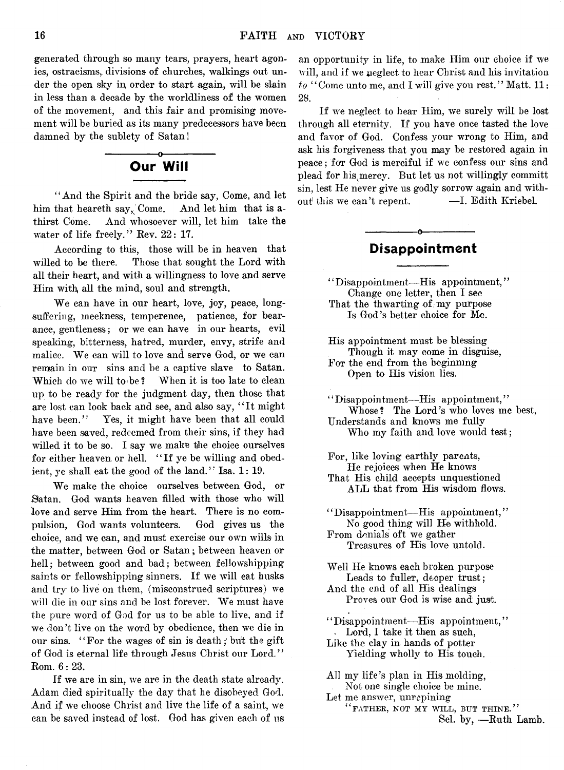generated through so many tears, prayers, heart agonies, ostracisms, divisions of churches, walkings out under the open sky in order to start again, will be slain in less than a decade by the worldliness of the women of the movement, and this fair and promising movement will be buried as its many predecessors have been damned by the sublety of Satan!

## Our Will

"And the Spirit and the bride say, Come, and let him that heareth say, Come. And let him that is athirst Come. And whosoever will, let him take the water of life freely." Rev. 22: 17.

According to this, those will be in heaven that willed to be there. Those that sought the Lord with all their heart, and with a willingness to love and serve Him with all the mind, soul and strength.

We can have in our heart, love, joy, peace, longsuffering, meekness, temperence, patience, for bearance, gentleness; or we can have in our hearts, evil speaking, bitterness, hatred, murder, envy, strife and malice. We can will to love and serve God, or we can remain in our sins and be a captive slave to Satan. Which do we will to be? When it is too late to clean up to be ready for the judgment day, then those that are lost can look back and see, and also say, "It might have been." Yes, it might have been that all could have been saved, redeemed from their sins, if they had willed it to be so. I say we make the choice ourselves for either heaven or hell. "If ye be willing and obedient, ye shall eat the good of the land." Isa. 1: 19.

We make the choice ourselves between God, or Satan. God wants heaven filled with those who will love and serve Him from the heart. There is no compulsion, God wants volunteers. God gives us the choice, and we can, and must exercise our own wills in the matter, between God or Satan; between heaven or hell; between good and bad; between fellowshipping saints or fellowshipping sinners. If we will eat husks and try to live on them, (misconstrued scriptures) we will die in our sins and be lost forever. We must have the pure word of God for us to be able to live, and if we don't live on the word by obedience, then we die in our sins. "For the wages of sin is death; but the gift of God is eternal life through Jesus Christ our Lord." Rom. 6: 23.

If we are in sin, we are in the death state already. Adam died spiritually the day that he disobeyed God. And if we choose Christ and live the life of a saint, we can be saved instead of lost. God has given each of us an opportunity in life, to make Him our choice if we will, and if we neglect to hear Christ and his invitation *to* "Come unto me, and I will give you rest." Matt. 11: 28.

If we neglect to hear Him, we surely will be lost through all eternity. If you have once tasted the love and favor of God. Confess your wrong to Him, and ask his forgiveness that you may be restored again in peace; for God is merciful if we confess our sins and plead for his mercy. But let us not willingly committ sin, lest He never give us godly sorrow again and without this we can't repent. —I. Edith Kriebel.

## Disappointment

"Disappointment—His appointment,"
Change one letter, then I see
That the thwarting of my purpose
Is God's better choice for Me.

His appointment must be blessing
Though it may come in disguise,
For the end from the beginning
Open to His vision lies.

"Disappointment—His appointment,"
Whose? The Lord's who loves me best,
Understands and knows me fully
Who my faith and love would test;

For, like loving earthly parents,
He rejoices when He knows
That His child accepts unquestioned
ALL that from His wisdom flows.

"Disappointment—His appointment,"
No good thing will He withhold.
From denials oft we gather
Treasures of His love untold.

Well He knows each broken purpose
Leads to fuller, deeper trust;
And the end of all His dealings
Proves our God is wise and just.

"Disappointment—His appointment,"
Lord, I take it then as such,
Like the clay in hands of potter
Yielding wholly to His touch.

All my life's plan in His molding,
Not one single choice be mine.
Let me answer, unrepining
"FATHER, NOT MY WILL, BUT THINE."

Sel. by, —Ruth Lamb.